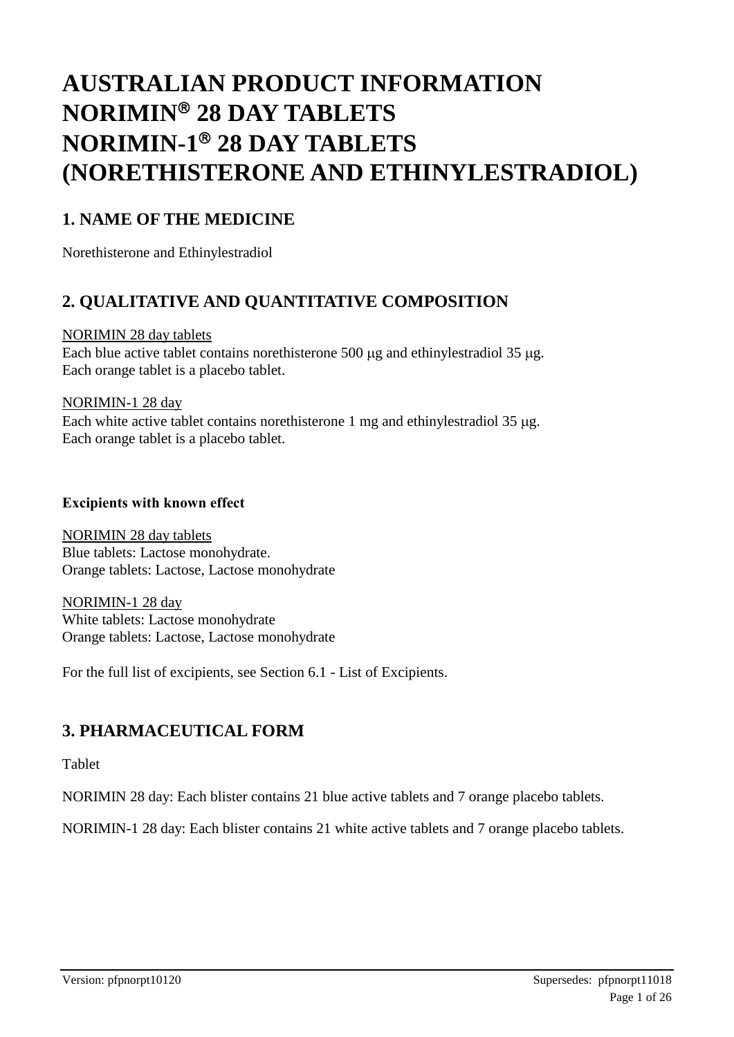# AUSTRALIAN PRODUCT INFORMATION NORIMIN® 28 DAY TABLETS NORIMIN-1® 28 DAY TABLETS (NORETHISTERONE AND ETHINYLESTRADIOL)

## 1. NAME OF THE MEDICINE

Norethisterone and Ethinylestradiol

## 2. QUALITATIVE AND QUANTITATIVE COMPOSITION

NORIMIN 28 day tablets
Each blue active tablet contains norethisterone 500 μg and ethinylestradiol 35 μg.
Each orange tablet is a placebo tablet.

NORIMIN-1 28 day
Each white active tablet contains norethisterone 1 mg and ethinylestradiol 35 μg.
Each orange tablet is a placebo tablet.

### Excipients with known effect

NORIMIN 28 day tablets
Blue tablets: Lactose monohydrate.
Orange tablets: Lactose, Lactose monohydrate

NORIMIN-1 28 day
White tablets: Lactose monohydrate
Orange tablets: Lactose, Lactose monohydrate

For the full list of excipients, see Section 6.1 - List of Excipients.

## 3. PHARMACEUTICAL FORM

Tablet

NORIMIN 28 day: Each blister contains 21 blue active tablets and 7 orange placebo tablets.

NORIMIN-1 28 day: Each blister contains 21 white active tablets and 7 orange placebo tablets.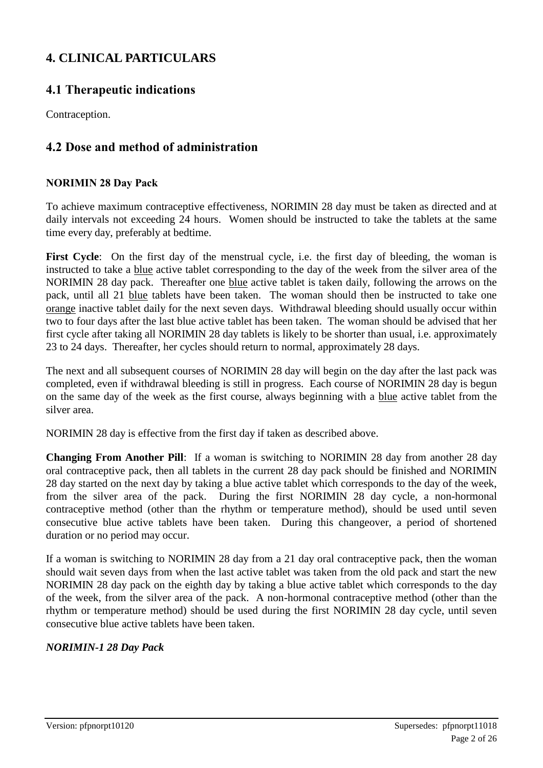# 4. CLINICAL PARTICULARS

## 4.1 Therapeutic indications

Contraception.

## 4.2 Dose and method of administration

### NORIMIN 28 Day Pack

To achieve maximum contraceptive effectiveness, NORIMIN 28 day must be taken as directed and at daily intervals not exceeding 24 hours. Women should be instructed to take the tablets at the same time every day, preferably at bedtime.

**First Cycle**: On the first day of the menstrual cycle, i.e. the first day of bleeding, the woman is instructed to take a blue active tablet corresponding to the day of the week from the silver area of the NORIMIN 28 day pack. Thereafter one blue active tablet is taken daily, following the arrows on the pack, until all 21 blue tablets have been taken. The woman should then be instructed to take one orange inactive tablet daily for the next seven days. Withdrawal bleeding should usually occur within two to four days after the last blue active tablet has been taken. The woman should be advised that her first cycle after taking all NORIMIN 28 day tablets is likely to be shorter than usual, i.e. approximately 23 to 24 days. Thereafter, her cycles should return to normal, approximately 28 days.

The next and all subsequent courses of NORIMIN 28 day will begin on the day after the last pack was completed, even if withdrawal bleeding is still in progress. Each course of NORIMIN 28 day is begun on the same day of the week as the first course, always beginning with a blue active tablet from the silver area.

NORIMIN 28 day is effective from the first day if taken as described above.

**Changing From Another Pill**: If a woman is switching to NORIMIN 28 day from another 28 day oral contraceptive pack, then all tablets in the current 28 day pack should be finished and NORIMIN 28 day started on the next day by taking a blue active tablet which corresponds to the day of the week, from the silver area of the pack. During the first NORIMIN 28 day cycle, a non-hormonal contraceptive method (other than the rhythm or temperature method), should be used until seven consecutive blue active tablets have been taken. During this changeover, a period of shortened duration or no period may occur.

If a woman is switching to NORIMIN 28 day from a 21 day oral contraceptive pack, then the woman should wait seven days from when the last active tablet was taken from the old pack and start the new NORIMIN 28 day pack on the eighth day by taking a blue active tablet which corresponds to the day of the week, from the silver area of the pack. A non-hormonal contraceptive method (other than the rhythm or temperature method) should be used during the first NORIMIN 28 day cycle, until seven consecutive blue active tablets have been taken.

### *NORIMIN-1 28 Day Pack*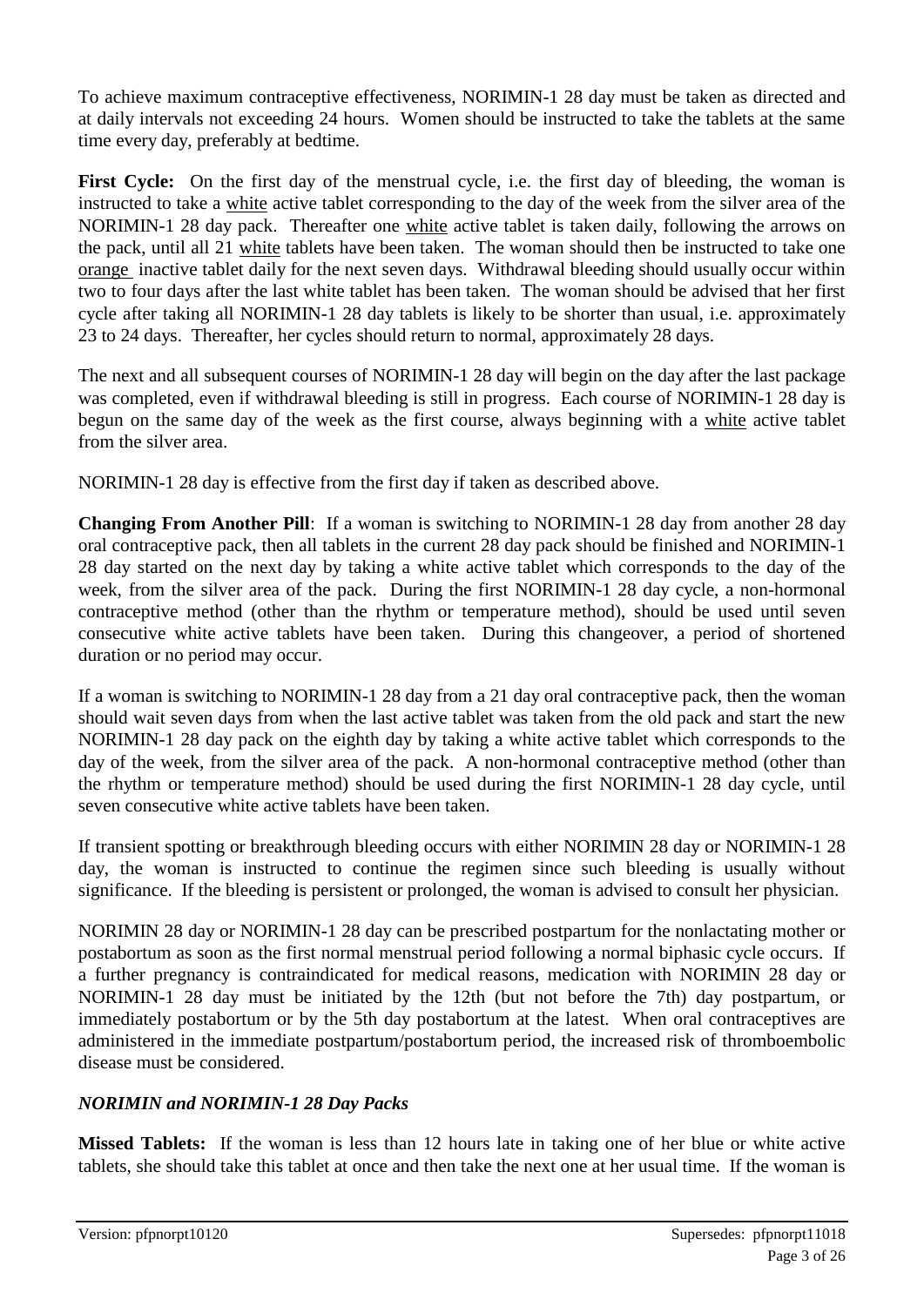To achieve maximum contraceptive effectiveness, NORIMIN-1 28 day must be taken as directed and at daily intervals not exceeding 24 hours. Women should be instructed to take the tablets at the same time every day, preferably at bedtime.

**First Cycle:** On the first day of the menstrual cycle, i.e. the first day of bleeding, the woman is instructed to take a white active tablet corresponding to the day of the week from the silver area of the NORIMIN-1 28 day pack. Thereafter one white active tablet is taken daily, following the arrows on the pack, until all 21 white tablets have been taken. The woman should then be instructed to take one orange inactive tablet daily for the next seven days. Withdrawal bleeding should usually occur within two to four days after the last white tablet has been taken. The woman should be advised that her first cycle after taking all NORIMIN-1 28 day tablets is likely to be shorter than usual, i.e. approximately 23 to 24 days. Thereafter, her cycles should return to normal, approximately 28 days.

The next and all subsequent courses of NORIMIN-1 28 day will begin on the day after the last package was completed, even if withdrawal bleeding is still in progress. Each course of NORIMIN-1 28 day is begun on the same day of the week as the first course, always beginning with a white active tablet from the silver area.

NORIMIN-1 28 day is effective from the first day if taken as described above.

**Changing From Another Pill**: If a woman is switching to NORIMIN-1 28 day from another 28 day oral contraceptive pack, then all tablets in the current 28 day pack should be finished and NORIMIN-1 28 day started on the next day by taking a white active tablet which corresponds to the day of the week, from the silver area of the pack. During the first NORIMIN-1 28 day cycle, a non-hormonal contraceptive method (other than the rhythm or temperature method), should be used until seven consecutive white active tablets have been taken. During this changeover, a period of shortened duration or no period may occur.

If a woman is switching to NORIMIN-1 28 day from a 21 day oral contraceptive pack, then the woman should wait seven days from when the last active tablet was taken from the old pack and start the new NORIMIN-1 28 day pack on the eighth day by taking a white active tablet which corresponds to the day of the week, from the silver area of the pack. A non-hormonal contraceptive method (other than the rhythm or temperature method) should be used during the first NORIMIN-1 28 day cycle, until seven consecutive white active tablets have been taken.

If transient spotting or breakthrough bleeding occurs with either NORIMIN 28 day or NORIMIN-1 28 day, the woman is instructed to continue the regimen since such bleeding is usually without significance. If the bleeding is persistent or prolonged, the woman is advised to consult her physician.

NORIMIN 28 day or NORIMIN-1 28 day can be prescribed postpartum for the nonlactating mother or postabortum as soon as the first normal menstrual period following a normal biphasic cycle occurs. If a further pregnancy is contraindicated for medical reasons, medication with NORIMIN 28 day or NORIMIN-1 28 day must be initiated by the 12th (but not before the 7th) day postpartum, or immediately postabortum or by the 5th day postabortum at the latest. When oral contraceptives are administered in the immediate postpartum/postabortum period, the increased risk of thromboembolic disease must be considered.

### *NORIMIN and NORIMIN-1 28 Day Packs*

**Missed Tablets:** If the woman is less than 12 hours late in taking one of her blue or white active tablets, she should take this tablet at once and then take the next one at her usual time. If the woman is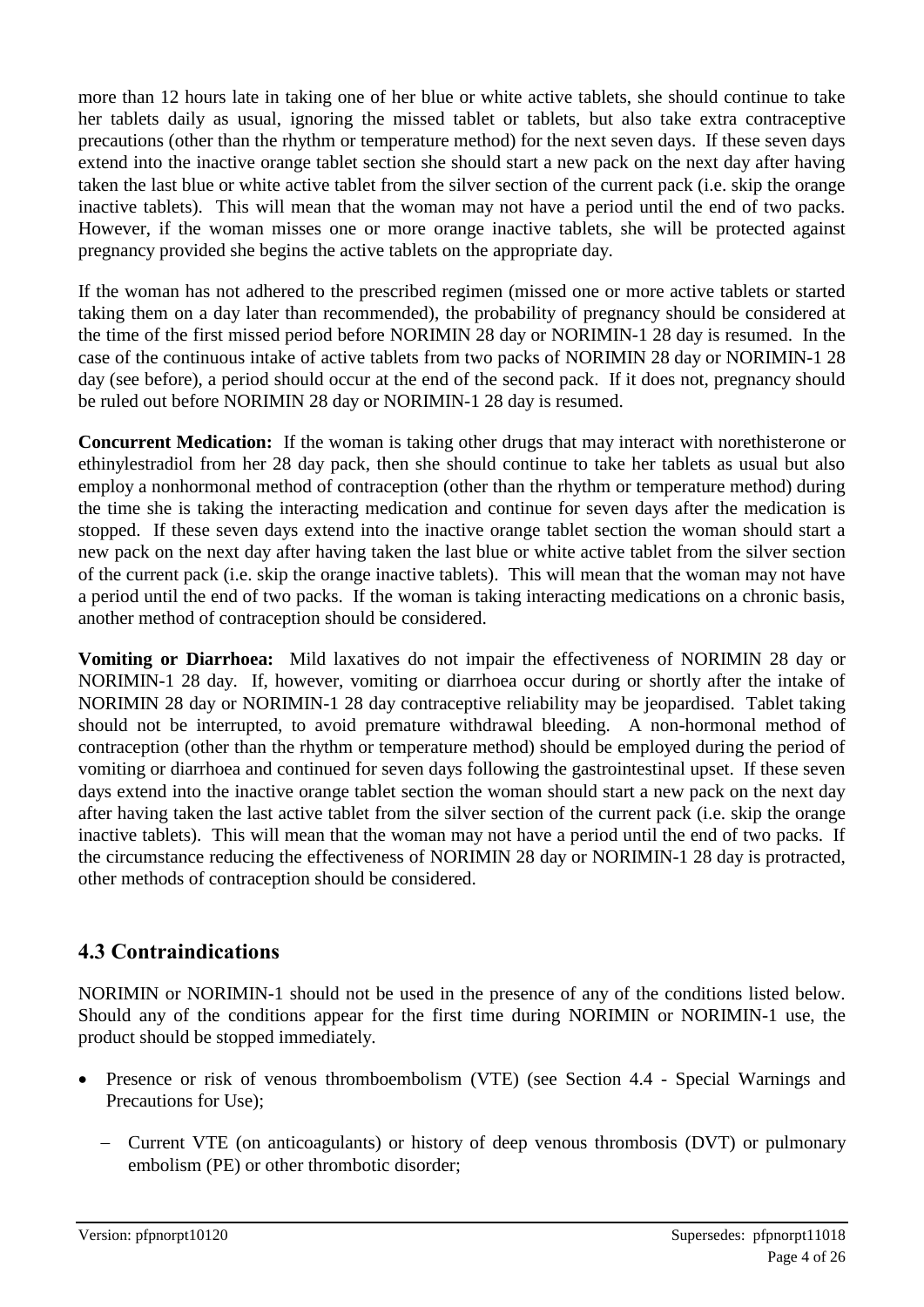more than 12 hours late in taking one of her blue or white active tablets, she should continue to take her tablets daily as usual, ignoring the missed tablet or tablets, but also take extra contraceptive precautions (other than the rhythm or temperature method) for the next seven days. If these seven days extend into the inactive orange tablet section she should start a new pack on the next day after having taken the last blue or white active tablet from the silver section of the current pack (i.e. skip the orange inactive tablets). This will mean that the woman may not have a period until the end of two packs. However, if the woman misses one or more orange inactive tablets, she will be protected against pregnancy provided she begins the active tablets on the appropriate day.

If the woman has not adhered to the prescribed regimen (missed one or more active tablets or started taking them on a day later than recommended), the probability of pregnancy should be considered at the time of the first missed period before NORIMIN 28 day or NORIMIN-1 28 day is resumed. In the case of the continuous intake of active tablets from two packs of NORIMIN 28 day or NORIMIN-1 28 day (see before), a period should occur at the end of the second pack. If it does not, pregnancy should be ruled out before NORIMIN 28 day or NORIMIN-1 28 day is resumed.

**Concurrent Medication:** If the woman is taking other drugs that may interact with norethisterone or ethinylestradiol from her 28 day pack, then she should continue to take her tablets as usual but also employ a nonhormonal method of contraception (other than the rhythm or temperature method) during the time she is taking the interacting medication and continue for seven days after the medication is stopped. If these seven days extend into the inactive orange tablet section the woman should start a new pack on the next day after having taken the last blue or white active tablet from the silver section of the current pack (i.e. skip the orange inactive tablets). This will mean that the woman may not have a period until the end of two packs. If the woman is taking interacting medications on a chronic basis, another method of contraception should be considered.

**Vomiting or Diarrhoea:** Mild laxatives do not impair the effectiveness of NORIMIN 28 day or NORIMIN-1 28 day. If, however, vomiting or diarrhoea occur during or shortly after the intake of NORIMIN 28 day or NORIMIN-1 28 day contraceptive reliability may be jeopardised. Tablet taking should not be interrupted, to avoid premature withdrawal bleeding. A non-hormonal method of contraception (other than the rhythm or temperature method) should be employed during the period of vomiting or diarrhoea and continued for seven days following the gastrointestinal upset. If these seven days extend into the inactive orange tablet section the woman should start a new pack on the next day after having taken the last active tablet from the silver section of the current pack (i.e. skip the orange inactive tablets). This will mean that the woman may not have a period until the end of two packs. If the circumstance reducing the effectiveness of NORIMIN 28 day or NORIMIN-1 28 day is protracted, other methods of contraception should be considered.

## 4.3 Contraindications

NORIMIN or NORIMIN-1 should not be used in the presence of any of the conditions listed below. Should any of the conditions appear for the first time during NORIMIN or NORIMIN-1 use, the product should be stopped immediately.

- Presence or risk of venous thromboembolism (VTE) (see Section 4.4 - Special Warnings and Precautions for Use);
  - Current VTE (on anticoagulants) or history of deep venous thrombosis (DVT) or pulmonary embolism (PE) or other thrombotic disorder;

Version: pfpnorpt10120 Supersedes: pfpnorpt11018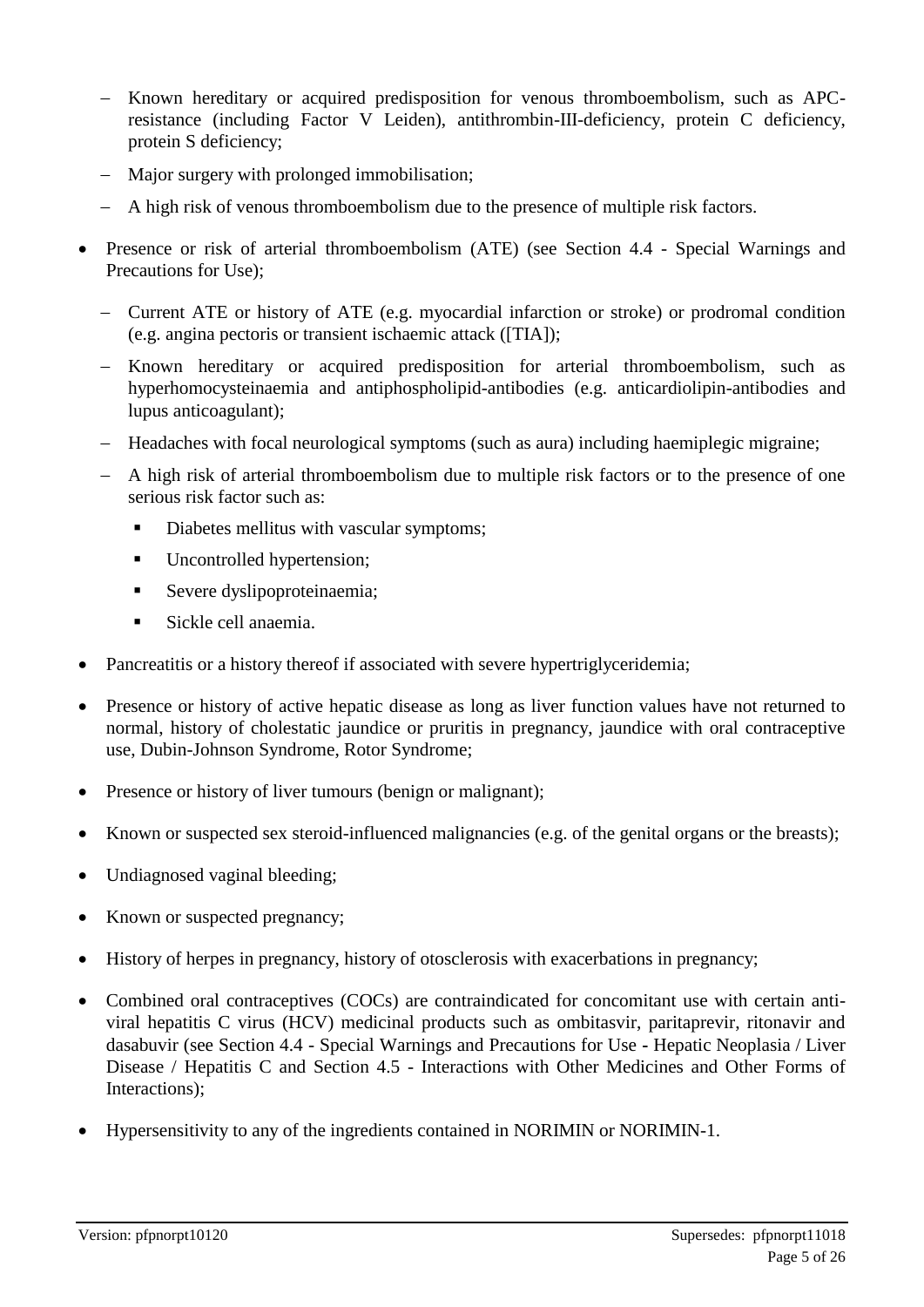- Known hereditary or acquired predisposition for venous thromboembolism, such as APC-resistance (including Factor V Leiden), antithrombin-III-deficiency, protein C deficiency, protein S deficiency;
  - Major surgery with prolonged immobilisation;
  - A high risk of venous thromboembolism due to the presence of multiple risk factors.

- Presence or risk of arterial thromboembolism (ATE) (see Section 4.4 - Special Warnings and Precautions for Use);
  - Current ATE or history of ATE (e.g. myocardial infarction or stroke) or prodromal condition (e.g. angina pectoris or transient ischaemic attack ([TIA]);
  - Known hereditary or acquired predisposition for arterial thromboembolism, such as hyperhomocysteinaemia and antiphospholipid-antibodies (e.g. anticardiolipin-antibodies and lupus anticoagulant);
  - Headaches with focal neurological symptoms (such as aura) including haemiplegic migraine;
  - A high risk of arterial thromboembolism due to multiple risk factors or to the presence of one serious risk factor such as:
    - Diabetes mellitus with vascular symptoms;
    - Uncontrolled hypertension;
    - Severe dyslipoproteinaemia;
    - Sickle cell anaemia.

- Pancreatitis or a history thereof if associated with severe hypertriglyceridemia;

- Presence or history of active hepatic disease as long as liver function values have not returned to normal, history of cholestatic jaundice or pruritis in pregnancy, jaundice with oral contraceptive use, Dubin-Johnson Syndrome, Rotor Syndrome;

- Presence or history of liver tumours (benign or malignant);

- Known or suspected sex steroid-influenced malignancies (e.g. of the genital organs or the breasts);

- Undiagnosed vaginal bleeding;

- Known or suspected pregnancy;

- History of herpes in pregnancy, history of otosclerosis with exacerbations in pregnancy;

- Combined oral contraceptives (COCs) are contraindicated for concomitant use with certain anti-viral hepatitis C virus (HCV) medicinal products such as ombitasvir, paritaprevir, ritonavir and dasabuvir (see Section 4.4 - Special Warnings and Precautions for Use - Hepatic Neoplasia / Liver Disease / Hepatitis C and Section 4.5 - Interactions with Other Medicines and Other Forms of Interactions);

- Hypersensitivity to any of the ingredients contained in NORIMIN or NORIMIN-1.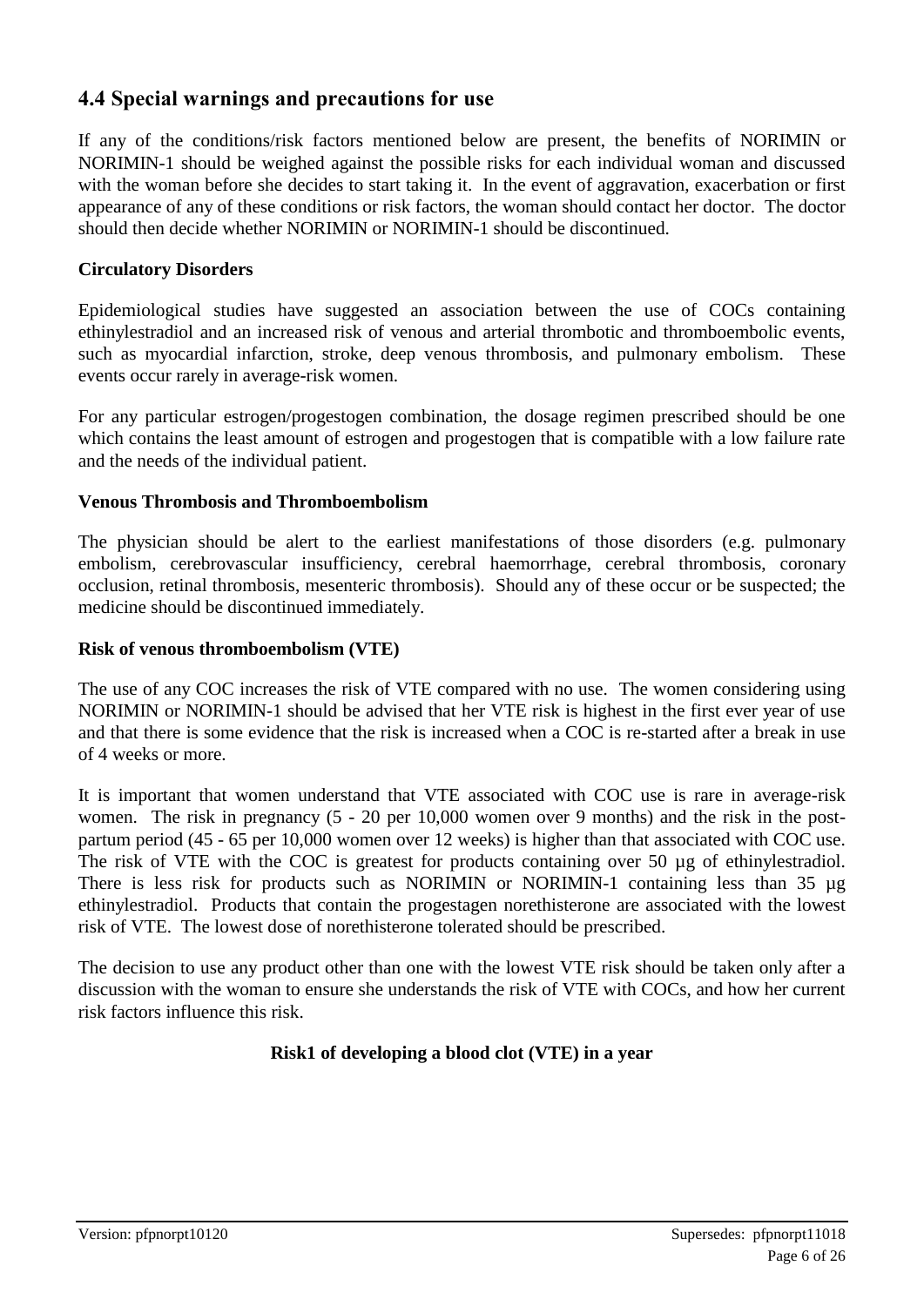## 4.4 Special warnings and precautions for use

If any of the conditions/risk factors mentioned below are present, the benefits of NORIMIN or NORIMIN-1 should be weighed against the possible risks for each individual woman and discussed with the woman before she decides to start taking it. In the event of aggravation, exacerbation or first appearance of any of these conditions or risk factors, the woman should contact her doctor. The doctor should then decide whether NORIMIN or NORIMIN-1 should be discontinued.

**Circulatory Disorders**

Epidemiological studies have suggested an association between the use of COCs containing ethinylestradiol and an increased risk of venous and arterial thrombotic and thromboembolic events, such as myocardial infarction, stroke, deep venous thrombosis, and pulmonary embolism. These events occur rarely in average-risk women.

For any particular estrogen/progestogen combination, the dosage regimen prescribed should be one which contains the least amount of estrogen and progestogen that is compatible with a low failure rate and the needs of the individual patient.

**Venous Thrombosis and Thromboembolism**

The physician should be alert to the earliest manifestations of those disorders (e.g. pulmonary embolism, cerebrovascular insufficiency, cerebral haemorrhage, cerebral thrombosis, coronary occlusion, retinal thrombosis, mesenteric thrombosis). Should any of these occur or be suspected; the medicine should be discontinued immediately.

**Risk of venous thromboembolism (VTE)**

The use of any COC increases the risk of VTE compared with no use. The women considering using NORIMIN or NORIMIN-1 should be advised that her VTE risk is highest in the first ever year of use and that there is some evidence that the risk is increased when a COC is re-started after a break in use of 4 weeks or more.

It is important that women understand that VTE associated with COC use is rare in average-risk women. The risk in pregnancy (5 - 20 per 10,000 women over 9 months) and the risk in the post-partum period (45 - 65 per 10,000 women over 12 weeks) is higher than that associated with COC use. The risk of VTE with the COC is greatest for products containing over 50 µg of ethinylestradiol. There is less risk for products such as NORIMIN or NORIMIN-1 containing less than 35 µg ethinylestradiol. Products that contain the progestagen norethisterone are associated with the lowest risk of VTE. The lowest dose of norethisterone tolerated should be prescribed.

The decision to use any product other than one with the lowest VTE risk should be taken only after a discussion with the woman to ensure she understands the risk of VTE with COCs, and how her current risk factors influence this risk.

**Risk[1] of developing a blood clot (VTE) in a year**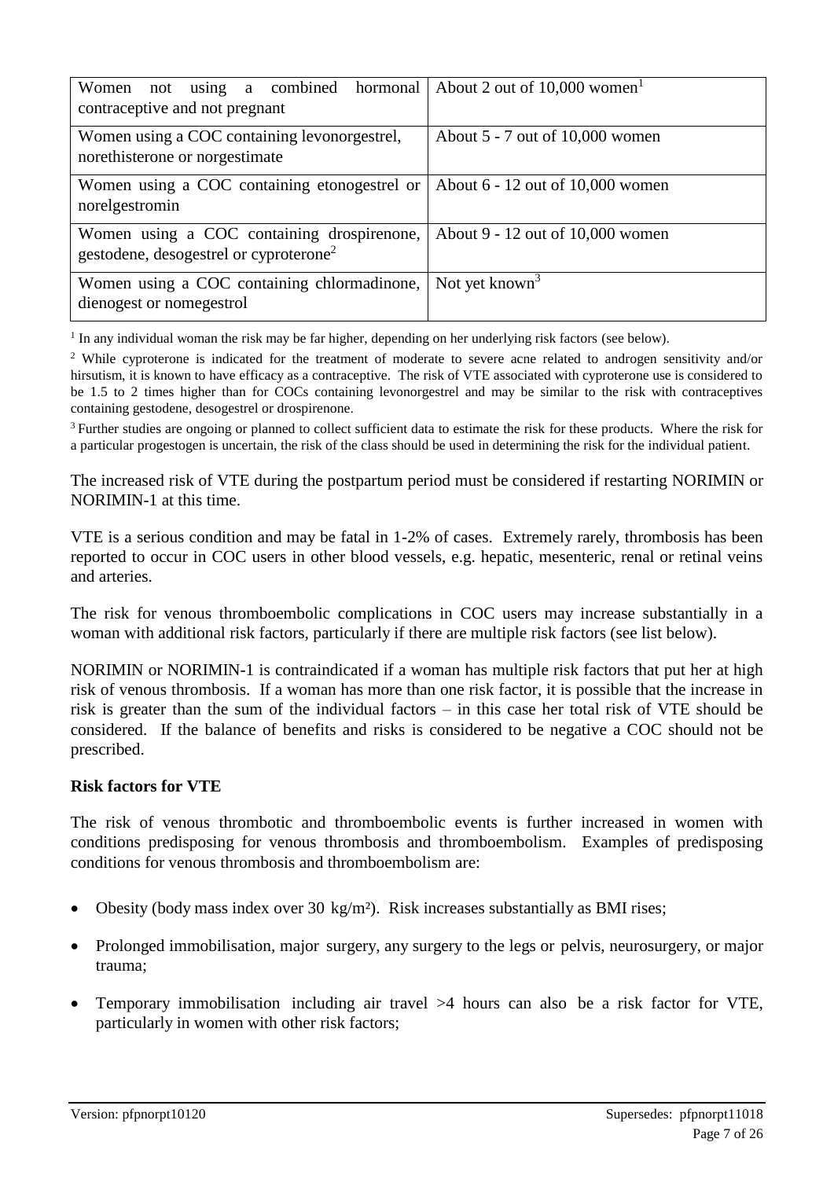| | |
|---|---|
| Women not using a combined hormonal contraceptive and not pregnant | About 2 out of 10,000 women[1] |
| Women using a COC containing levonorgestrel, norethisterone or norgestimate | About 5 - 7 out of 10,000 women |
| Women using a COC containing etonogestrel or norelgestromin | About 6 - 12 out of 10,000 women |
| Women using a COC containing drospirenone, gestodene, desogestrel or cyproterone[2] | About 9 - 12 out of 10,000 women |
| Women using a COC containing chlormadinone, dienogest or nomegestrol | Not yet known[3] |

[1] In any individual woman the risk may be far higher, depending on her underlying risk factors (see below).

[2] While cyproterone is indicated for the treatment of moderate to severe acne related to androgen sensitivity and/or hirsutism, it is known to have efficacy as a contraceptive. The risk of VTE associated with cyproterone use is considered to be 1.5 to 2 times higher than for COCs containing levonorgestrel and may be similar to the risk with contraceptives containing gestodene, desogestrel or drospirenone.

[3] Further studies are ongoing or planned to collect sufficient data to estimate the risk for these products. Where the risk for a particular progestogen is uncertain, the risk of the class should be used in determining the risk for the individual patient.

The increased risk of VTE during the postpartum period must be considered if restarting NORIMIN or NORIMIN-1 at this time.

VTE is a serious condition and may be fatal in 1-2% of cases. Extremely rarely, thrombosis has been reported to occur in COC users in other blood vessels, e.g. hepatic, mesenteric, renal or retinal veins and arteries.

The risk for venous thromboembolic complications in COC users may increase substantially in a woman with additional risk factors, particularly if there are multiple risk factors (see list below).

NORIMIN or NORIMIN-1 is contraindicated if a woman has multiple risk factors that put her at high risk of venous thrombosis. If a woman has more than one risk factor, it is possible that the increase in risk is greater than the sum of the individual factors – in this case her total risk of VTE should be considered. If the balance of benefits and risks is considered to be negative a COC should not be prescribed.

**Risk factors for VTE**

The risk of venous thrombotic and thromboembolic events is further increased in women with conditions predisposing for venous thrombosis and thromboembolism. Examples of predisposing conditions for venous thrombosis and thromboembolism are:

- Obesity (body mass index over 30 kg/m²). Risk increases substantially as BMI rises;
- Prolonged immobilisation, major surgery, any surgery to the legs or pelvis, neurosurgery, or major trauma;
- Temporary immobilisation including air travel >4 hours can also be a risk factor for VTE, particularly in women with other risk factors;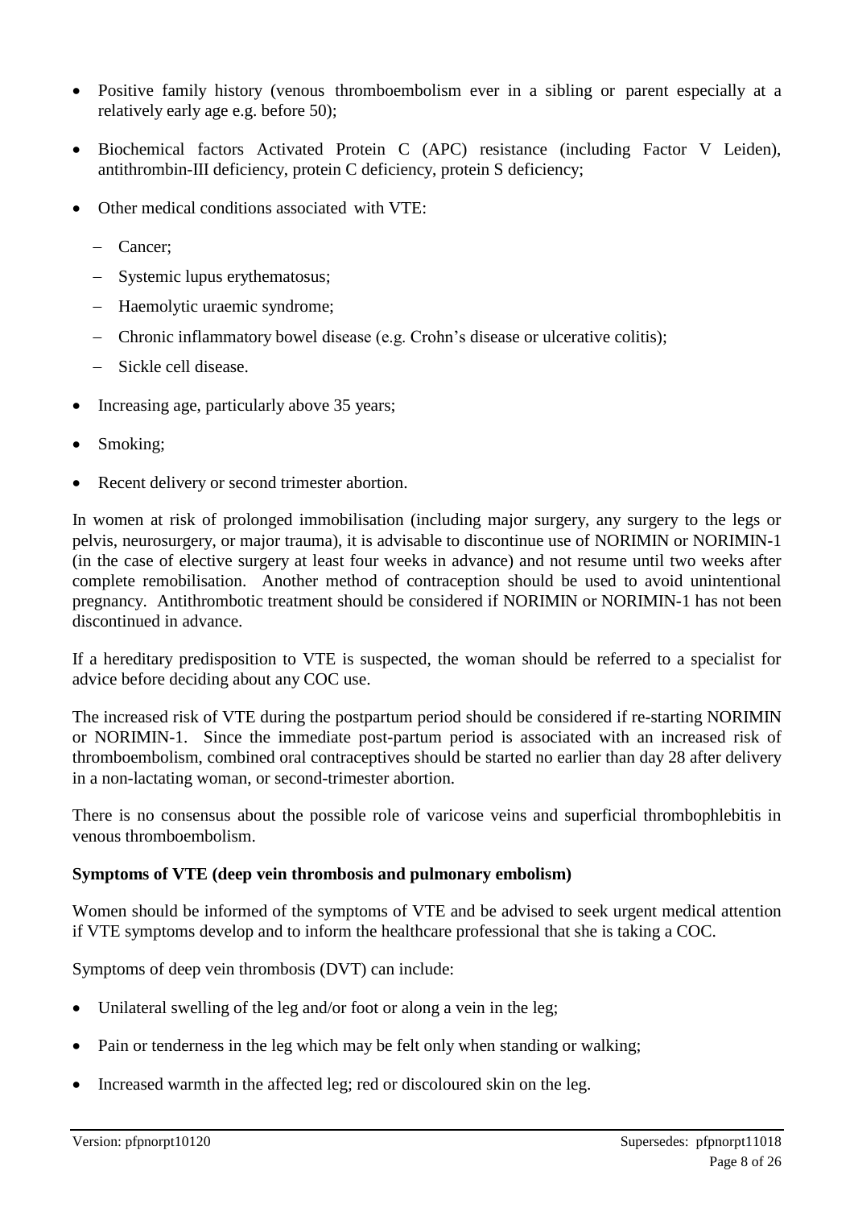- Positive family history (venous thromboembolism ever in a sibling or parent especially at a relatively early age e.g. before 50);
- Biochemical factors Activated Protein C (APC) resistance (including Factor V Leiden), antithrombin-III deficiency, protein C deficiency, protein S deficiency;
- Other medical conditions associated with VTE:
  - Cancer;
  - Systemic lupus erythematosus;
  - Haemolytic uraemic syndrome;
  - Chronic inflammatory bowel disease (e.g. Crohn's disease or ulcerative colitis);
  - Sickle cell disease.
- Increasing age, particularly above 35 years;
- Smoking;
- Recent delivery or second trimester abortion.

In women at risk of prolonged immobilisation (including major surgery, any surgery to the legs or pelvis, neurosurgery, or major trauma), it is advisable to discontinue use of NORIMIN or NORIMIN-1 (in the case of elective surgery at least four weeks in advance) and not resume until two weeks after complete remobilisation. Another method of contraception should be used to avoid unintentional pregnancy. Antithrombotic treatment should be considered if NORIMIN or NORIMIN-1 has not been discontinued in advance.

If a hereditary predisposition to VTE is suspected, the woman should be referred to a specialist for advice before deciding about any COC use.

The increased risk of VTE during the postpartum period should be considered if re-starting NORIMIN or NORIMIN-1. Since the immediate post-partum period is associated with an increased risk of thromboembolism, combined oral contraceptives should be started no earlier than day 28 after delivery in a non-lactating woman, or second-trimester abortion.

There is no consensus about the possible role of varicose veins and superficial thrombophlebitis in venous thromboembolism.

**Symptoms of VTE (deep vein thrombosis and pulmonary embolism)**

Women should be informed of the symptoms of VTE and be advised to seek urgent medical attention if VTE symptoms develop and to inform the healthcare professional that she is taking a COC.

Symptoms of deep vein thrombosis (DVT) can include:

- Unilateral swelling of the leg and/or foot or along a vein in the leg;
- Pain or tenderness in the leg which may be felt only when standing or walking;
- Increased warmth in the affected leg; red or discoloured skin on the leg.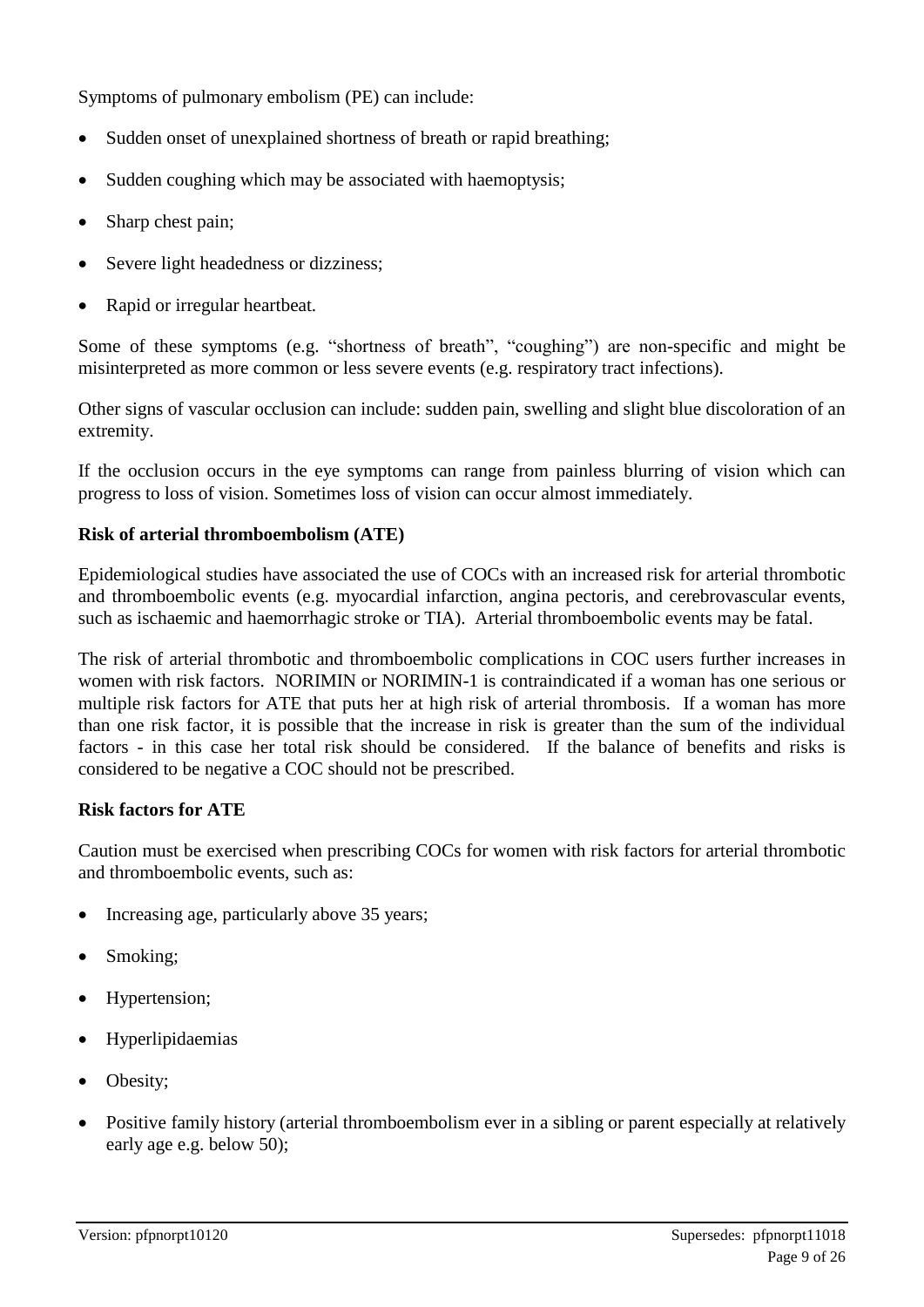Symptoms of pulmonary embolism (PE) can include:

- Sudden onset of unexplained shortness of breath or rapid breathing;
- Sudden coughing which may be associated with haemoptysis;
- Sharp chest pain;
- Severe light headedness or dizziness;
- Rapid or irregular heartbeat.

Some of these symptoms (e.g. "shortness of breath", "coughing") are non-specific and might be misinterpreted as more common or less severe events (e.g. respiratory tract infections).

Other signs of vascular occlusion can include: sudden pain, swelling and slight blue discoloration of an extremity.

If the occlusion occurs in the eye symptoms can range from painless blurring of vision which can progress to loss of vision. Sometimes loss of vision can occur almost immediately.

**Risk of arterial thromboembolism (ATE)**

Epidemiological studies have associated the use of COCs with an increased risk for arterial thrombotic and thromboembolic events (e.g. myocardial infarction, angina pectoris, and cerebrovascular events, such as ischaemic and haemorrhagic stroke or TIA). Arterial thromboembolic events may be fatal.

The risk of arterial thrombotic and thromboembolic complications in COC users further increases in women with risk factors. NORIMIN or NORIMIN-1 is contraindicated if a woman has one serious or multiple risk factors for ATE that puts her at high risk of arterial thrombosis. If a woman has more than one risk factor, it is possible that the increase in risk is greater than the sum of the individual factors - in this case her total risk should be considered. If the balance of benefits and risks is considered to be negative a COC should not be prescribed.

**Risk factors for ATE**

Caution must be exercised when prescribing COCs for women with risk factors for arterial thrombotic and thromboembolic events, such as:

- Increasing age, particularly above 35 years;
- Smoking;
- Hypertension;
- Hyperlipidaemias
- Obesity;
- Positive family history (arterial thromboembolism ever in a sibling or parent especially at relatively early age e.g. below 50);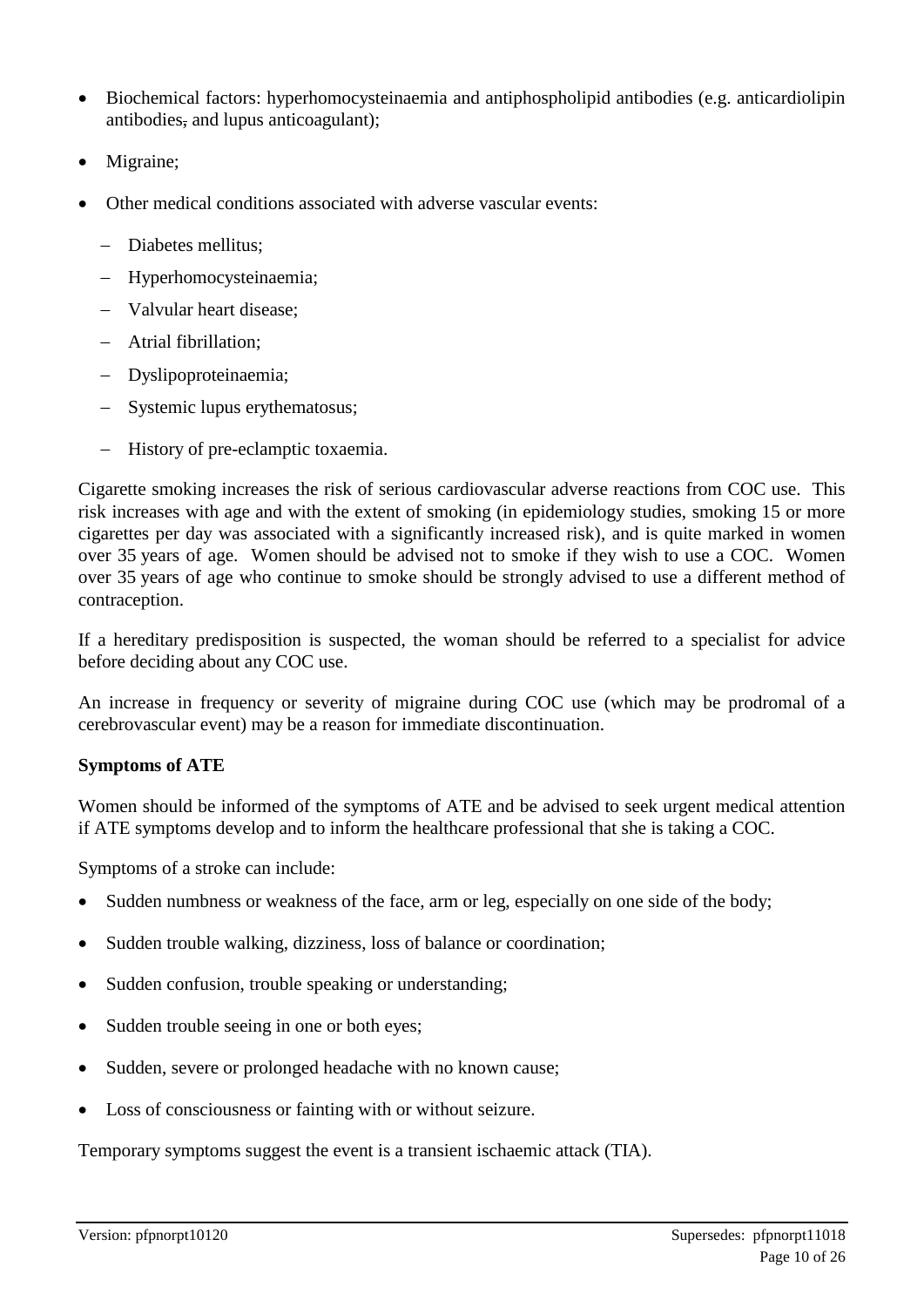- Biochemical factors: hyperhomocysteinaemia and antiphospholipid antibodies (e.g. anticardiolipin antibodies, and lupus anticoagulant);
- Migraine;
- Other medical conditions associated with adverse vascular events:
  - Diabetes mellitus;
  - Hyperhomocysteinaemia;
  - Valvular heart disease;
  - Atrial fibrillation;
  - Dyslipoproteinaemia;
  - Systemic lupus erythematosus;
  - History of pre-eclamptic toxaemia.

Cigarette smoking increases the risk of serious cardiovascular adverse reactions from COC use. This risk increases with age and with the extent of smoking (in epidemiology studies, smoking 15 or more cigarettes per day was associated with a significantly increased risk), and is quite marked in women over 35 years of age. Women should be advised not to smoke if they wish to use a COC. Women over 35 years of age who continue to smoke should be strongly advised to use a different method of contraception.

If a hereditary predisposition is suspected, the woman should be referred to a specialist for advice before deciding about any COC use.

An increase in frequency or severity of migraine during COC use (which may be prodromal of a cerebrovascular event) may be a reason for immediate discontinuation.

**Symptoms of ATE**

Women should be informed of the symptoms of ATE and be advised to seek urgent medical attention if ATE symptoms develop and to inform the healthcare professional that she is taking a COC.

Symptoms of a stroke can include:

- Sudden numbness or weakness of the face, arm or leg, especially on one side of the body;
- Sudden trouble walking, dizziness, loss of balance or coordination;
- Sudden confusion, trouble speaking or understanding;
- Sudden trouble seeing in one or both eyes;
- Sudden, severe or prolonged headache with no known cause;
- Loss of consciousness or fainting with or without seizure.

Temporary symptoms suggest the event is a transient ischaemic attack (TIA).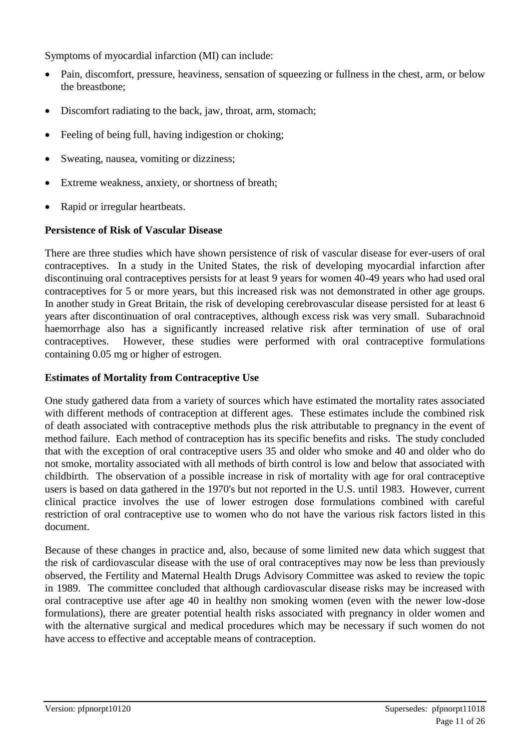Symptoms of myocardial infarction (MI) can include:

- Pain, discomfort, pressure, heaviness, sensation of squeezing or fullness in the chest, arm, or below the breastbone;
- Discomfort radiating to the back, jaw, throat, arm, stomach;
- Feeling of being full, having indigestion or choking;
- Sweating, nausea, vomiting or dizziness;
- Extreme weakness, anxiety, or shortness of breath;
- Rapid or irregular heartbeats.

**Persistence of Risk of Vascular Disease**

There are three studies which have shown persistence of risk of vascular disease for ever-users of oral contraceptives. In a study in the United States, the risk of developing myocardial infarction after discontinuing oral contraceptives persists for at least 9 years for women 40-49 years who had used oral contraceptives for 5 or more years, but this increased risk was not demonstrated in other age groups. In another study in Great Britain, the risk of developing cerebrovascular disease persisted for at least 6 years after discontinuation of oral contraceptives, although excess risk was very small. Subarachnoid haemorrhage also has a significantly increased relative risk after termination of use of oral contraceptives. However, these studies were performed with oral contraceptive formulations containing 0.05 mg or higher of estrogen.

**Estimates of Mortality from Contraceptive Use**

One study gathered data from a variety of sources which have estimated the mortality rates associated with different methods of contraception at different ages. These estimates include the combined risk of death associated with contraceptive methods plus the risk attributable to pregnancy in the event of method failure. Each method of contraception has its specific benefits and risks. The study concluded that with the exception of oral contraceptive users 35 and older who smoke and 40 and older who do not smoke, mortality associated with all methods of birth control is low and below that associated with childbirth. The observation of a possible increase in risk of mortality with age for oral contraceptive users is based on data gathered in the 1970's but not reported in the U.S. until 1983. However, current clinical practice involves the use of lower estrogen dose formulations combined with careful restriction of oral contraceptive use to women who do not have the various risk factors listed in this document.

Because of these changes in practice and, also, because of some limited new data which suggest that the risk of cardiovascular disease with the use of oral contraceptives may now be less than previously observed, the Fertility and Maternal Health Drugs Advisory Committee was asked to review the topic in 1989. The committee concluded that although cardiovascular disease risks may be increased with oral contraceptive use after age 40 in healthy non smoking women (even with the newer low-dose formulations), there are greater potential health risks associated with pregnancy in older women and with the alternative surgical and medical procedures which may be necessary if such women do not have access to effective and acceptable means of contraception.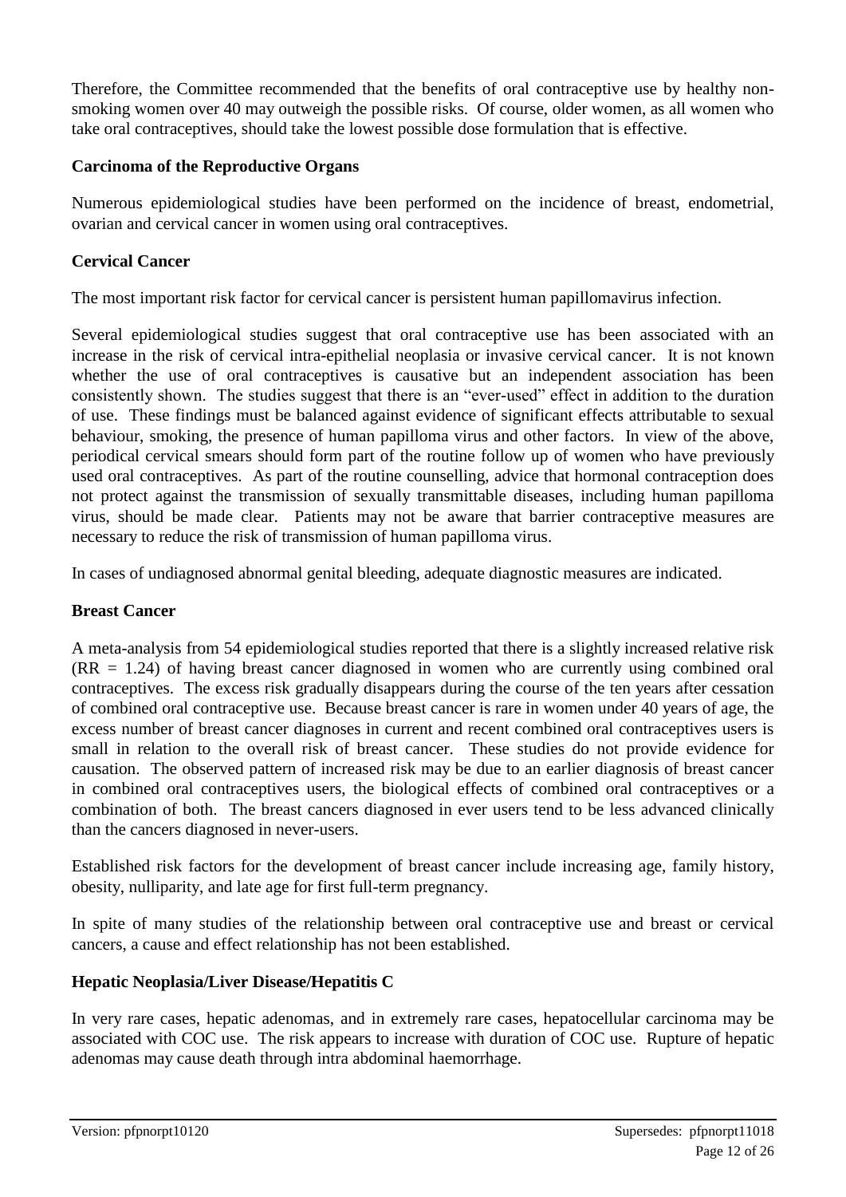Therefore, the Committee recommended that the benefits of oral contraceptive use by healthy non-smoking women over 40 may outweigh the possible risks. Of course, older women, as all women who take oral contraceptives, should take the lowest possible dose formulation that is effective.

### Carcinoma of the Reproductive Organs

Numerous epidemiological studies have been performed on the incidence of breast, endometrial, ovarian and cervical cancer in women using oral contraceptives.

### Cervical Cancer

The most important risk factor for cervical cancer is persistent human papillomavirus infection.

Several epidemiological studies suggest that oral contraceptive use has been associated with an increase in the risk of cervical intra-epithelial neoplasia or invasive cervical cancer. It is not known whether the use of oral contraceptives is causative but an independent association has been consistently shown. The studies suggest that there is an "ever-used" effect in addition to the duration of use. These findings must be balanced against evidence of significant effects attributable to sexual behaviour, smoking, the presence of human papilloma virus and other factors. In view of the above, periodical cervical smears should form part of the routine follow up of women who have previously used oral contraceptives. As part of the routine counselling, advice that hormonal contraception does not protect against the transmission of sexually transmittable diseases, including human papilloma virus, should be made clear. Patients may not be aware that barrier contraceptive measures are necessary to reduce the risk of transmission of human papilloma virus.

In cases of undiagnosed abnormal genital bleeding, adequate diagnostic measures are indicated.

### Breast Cancer

A meta-analysis from 54 epidemiological studies reported that there is a slightly increased relative risk (RR = 1.24) of having breast cancer diagnosed in women who are currently using combined oral contraceptives. The excess risk gradually disappears during the course of the ten years after cessation of combined oral contraceptive use. Because breast cancer is rare in women under 40 years of age, the excess number of breast cancer diagnoses in current and recent combined oral contraceptives users is small in relation to the overall risk of breast cancer. These studies do not provide evidence for causation. The observed pattern of increased risk may be due to an earlier diagnosis of breast cancer in combined oral contraceptives users, the biological effects of combined oral contraceptives or a combination of both. The breast cancers diagnosed in ever users tend to be less advanced clinically than the cancers diagnosed in never-users.

Established risk factors for the development of breast cancer include increasing age, family history, obesity, nulliparity, and late age for first full-term pregnancy.

In spite of many studies of the relationship between oral contraceptive use and breast or cervical cancers, a cause and effect relationship has not been established.

### Hepatic Neoplasia/Liver Disease/Hepatitis C

In very rare cases, hepatic adenomas, and in extremely rare cases, hepatocellular carcinoma may be associated with COC use. The risk appears to increase with duration of COC use. Rupture of hepatic adenomas may cause death through intra abdominal haemorrhage.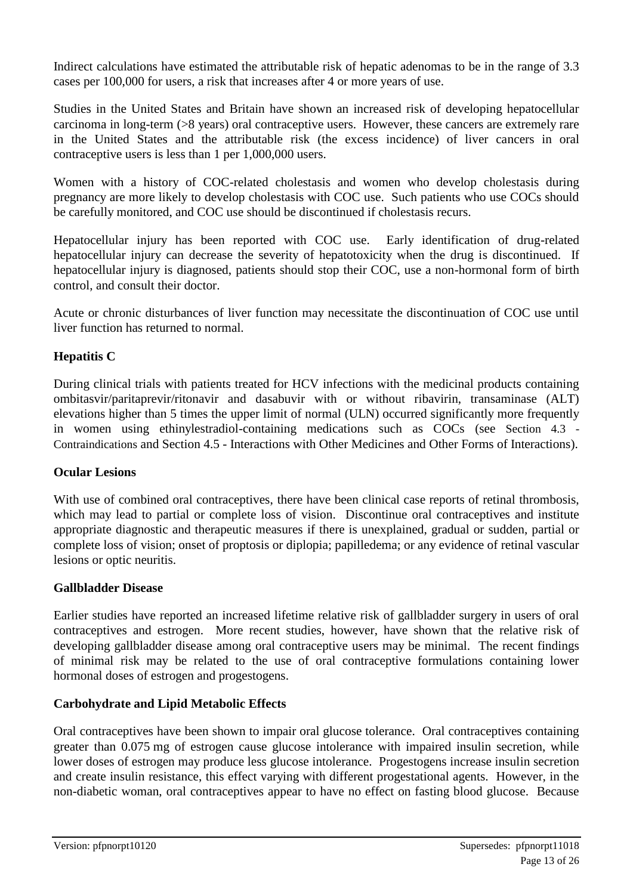Indirect calculations have estimated the attributable risk of hepatic adenomas to be in the range of 3.3 cases per 100,000 for users, a risk that increases after 4 or more years of use.

Studies in the United States and Britain have shown an increased risk of developing hepatocellular carcinoma in long-term (>8 years) oral contraceptive users. However, these cancers are extremely rare in the United States and the attributable risk (the excess incidence) of liver cancers in oral contraceptive users is less than 1 per 1,000,000 users.

Women with a history of COC-related cholestasis and women who develop cholestasis during pregnancy are more likely to develop cholestasis with COC use. Such patients who use COCs should be carefully monitored, and COC use should be discontinued if cholestasis recurs.

Hepatocellular injury has been reported with COC use. Early identification of drug-related hepatocellular injury can decrease the severity of hepatotoxicity when the drug is discontinued. If hepatocellular injury is diagnosed, patients should stop their COC, use a non-hormonal form of birth control, and consult their doctor.

Acute or chronic disturbances of liver function may necessitate the discontinuation of COC use until liver function has returned to normal.

**Hepatitis C**

During clinical trials with patients treated for HCV infections with the medicinal products containing ombitasvir/paritaprevir/ritonavir and dasabuvir with or without ribavirin, transaminase (ALT) elevations higher than 5 times the upper limit of normal (ULN) occurred significantly more frequently in women using ethinylestradiol-containing medications such as COCs (see Section 4.3 - Contraindications and Section 4.5 - Interactions with Other Medicines and Other Forms of Interactions).

**Ocular Lesions**

With use of combined oral contraceptives, there have been clinical case reports of retinal thrombosis, which may lead to partial or complete loss of vision. Discontinue oral contraceptives and institute appropriate diagnostic and therapeutic measures if there is unexplained, gradual or sudden, partial or complete loss of vision; onset of proptosis or diplopia; papilledema; or any evidence of retinal vascular lesions or optic neuritis.

**Gallbladder Disease**

Earlier studies have reported an increased lifetime relative risk of gallbladder surgery in users of oral contraceptives and estrogen. More recent studies, however, have shown that the relative risk of developing gallbladder disease among oral contraceptive users may be minimal. The recent findings of minimal risk may be related to the use of oral contraceptive formulations containing lower hormonal doses of estrogen and progestogens.

**Carbohydrate and Lipid Metabolic Effects**

Oral contraceptives have been shown to impair oral glucose tolerance. Oral contraceptives containing greater than 0.075 mg of estrogen cause glucose intolerance with impaired insulin secretion, while lower doses of estrogen may produce less glucose intolerance. Progestogens increase insulin secretion and create insulin resistance, this effect varying with different progestational agents. However, in the non-diabetic woman, oral contraceptives appear to have no effect on fasting blood glucose. Because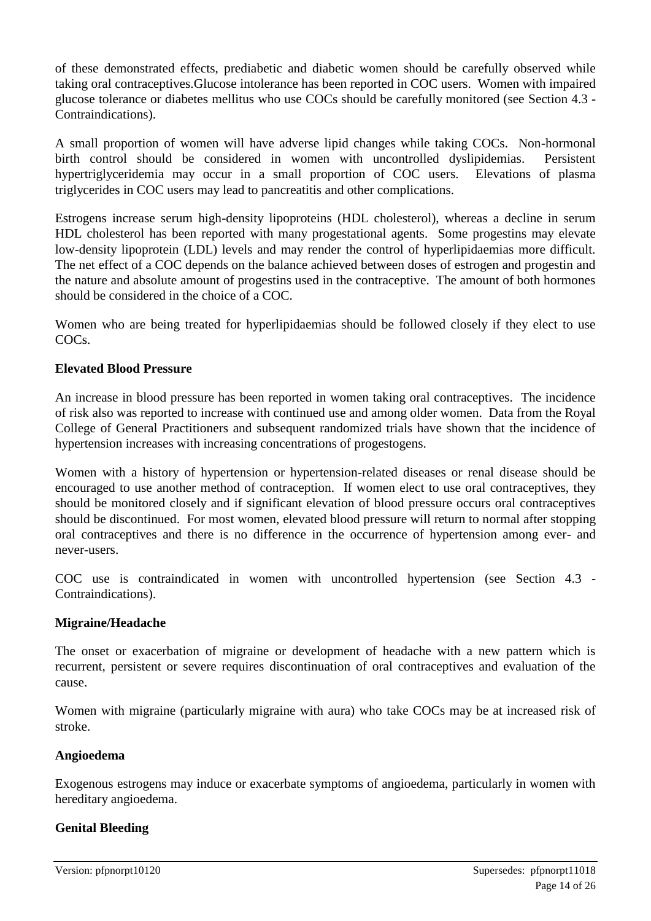of these demonstrated effects, prediabetic and diabetic women should be carefully observed while taking oral contraceptives.Glucose intolerance has been reported in COC users. Women with impaired glucose tolerance or diabetes mellitus who use COCs should be carefully monitored (see Section 4.3 - Contraindications).

A small proportion of women will have adverse lipid changes while taking COCs. Non-hormonal birth control should be considered in women with uncontrolled dyslipidemias. Persistent hypertriglyceridemia may occur in a small proportion of COC users. Elevations of plasma triglycerides in COC users may lead to pancreatitis and other complications.

Estrogens increase serum high-density lipoproteins (HDL cholesterol), whereas a decline in serum HDL cholesterol has been reported with many progestational agents. Some progestins may elevate low-density lipoprotein (LDL) levels and may render the control of hyperlipidaemias more difficult. The net effect of a COC depends on the balance achieved between doses of estrogen and progestin and the nature and absolute amount of progestins used in the contraceptive. The amount of both hormones should be considered in the choice of a COC.

Women who are being treated for hyperlipidaemias should be followed closely if they elect to use COCs.

**Elevated Blood Pressure**

An increase in blood pressure has been reported in women taking oral contraceptives. The incidence of risk also was reported to increase with continued use and among older women. Data from the Royal College of General Practitioners and subsequent randomized trials have shown that the incidence of hypertension increases with increasing concentrations of progestogens.

Women with a history of hypertension or hypertension-related diseases or renal disease should be encouraged to use another method of contraception. If women elect to use oral contraceptives, they should be monitored closely and if significant elevation of blood pressure occurs oral contraceptives should be discontinued. For most women, elevated blood pressure will return to normal after stopping oral contraceptives and there is no difference in the occurrence of hypertension among ever- and never-users.

COC use is contraindicated in women with uncontrolled hypertension (see Section 4.3 - Contraindications).

**Migraine/Headache**

The onset or exacerbation of migraine or development of headache with a new pattern which is recurrent, persistent or severe requires discontinuation of oral contraceptives and evaluation of the cause.

Women with migraine (particularly migraine with aura) who take COCs may be at increased risk of stroke.

**Angioedema**

Exogenous estrogens may induce or exacerbate symptoms of angioedema, particularly in women with hereditary angioedema.

**Genital Bleeding**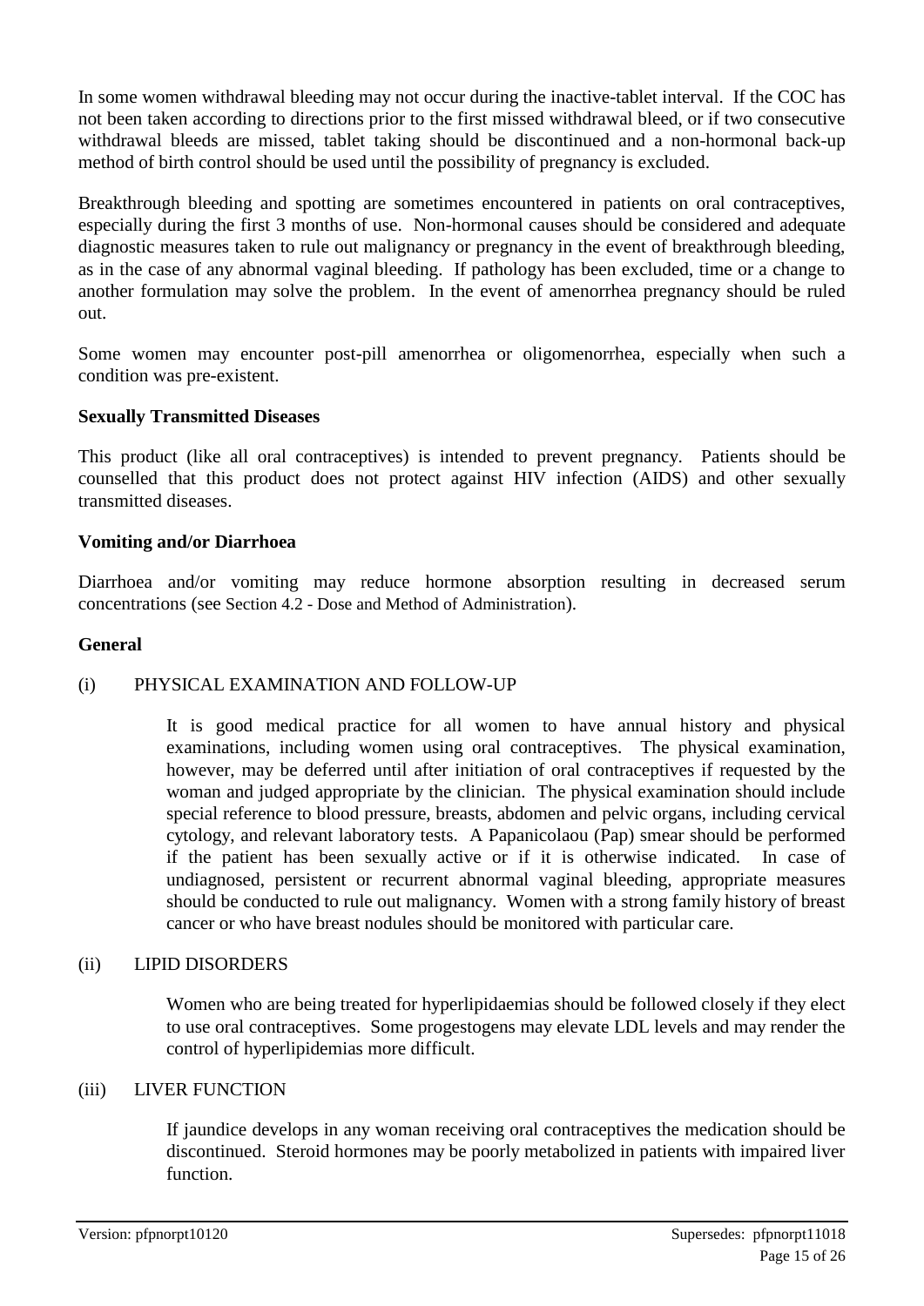In some women withdrawal bleeding may not occur during the inactive-tablet interval. If the COC has not been taken according to directions prior to the first missed withdrawal bleed, or if two consecutive withdrawal bleeds are missed, tablet taking should be discontinued and a non-hormonal back-up method of birth control should be used until the possibility of pregnancy is excluded.

Breakthrough bleeding and spotting are sometimes encountered in patients on oral contraceptives, especially during the first 3 months of use. Non-hormonal causes should be considered and adequate diagnostic measures taken to rule out malignancy or pregnancy in the event of breakthrough bleeding, as in the case of any abnormal vaginal bleeding. If pathology has been excluded, time or a change to another formulation may solve the problem. In the event of amenorrhea pregnancy should be ruled out.

Some women may encounter post-pill amenorrhea or oligomenorrhea, especially when such a condition was pre-existent.

**Sexually Transmitted Diseases**

This product (like all oral contraceptives) is intended to prevent pregnancy. Patients should be counselled that this product does not protect against HIV infection (AIDS) and other sexually transmitted diseases.

**Vomiting and/or Diarrhoea**

Diarrhoea and/or vomiting may reduce hormone absorption resulting in decreased serum concentrations (see Section 4.2 - Dose and Method of Administration).

**General**

(i) PHYSICAL EXAMINATION AND FOLLOW-UP

It is good medical practice for all women to have annual history and physical examinations, including women using oral contraceptives. The physical examination, however, may be deferred until after initiation of oral contraceptives if requested by the woman and judged appropriate by the clinician. The physical examination should include special reference to blood pressure, breasts, abdomen and pelvic organs, including cervical cytology, and relevant laboratory tests. A Papanicolaou (Pap) smear should be performed if the patient has been sexually active or if it is otherwise indicated. In case of undiagnosed, persistent or recurrent abnormal vaginal bleeding, appropriate measures should be conducted to rule out malignancy. Women with a strong family history of breast cancer or who have breast nodules should be monitored with particular care.

(ii) LIPID DISORDERS

Women who are being treated for hyperlipidaemias should be followed closely if they elect to use oral contraceptives. Some progestogens may elevate LDL levels and may render the control of hyperlipidemias more difficult.

(iii) LIVER FUNCTION

If jaundice develops in any woman receiving oral contraceptives the medication should be discontinued. Steroid hormones may be poorly metabolized in patients with impaired liver function.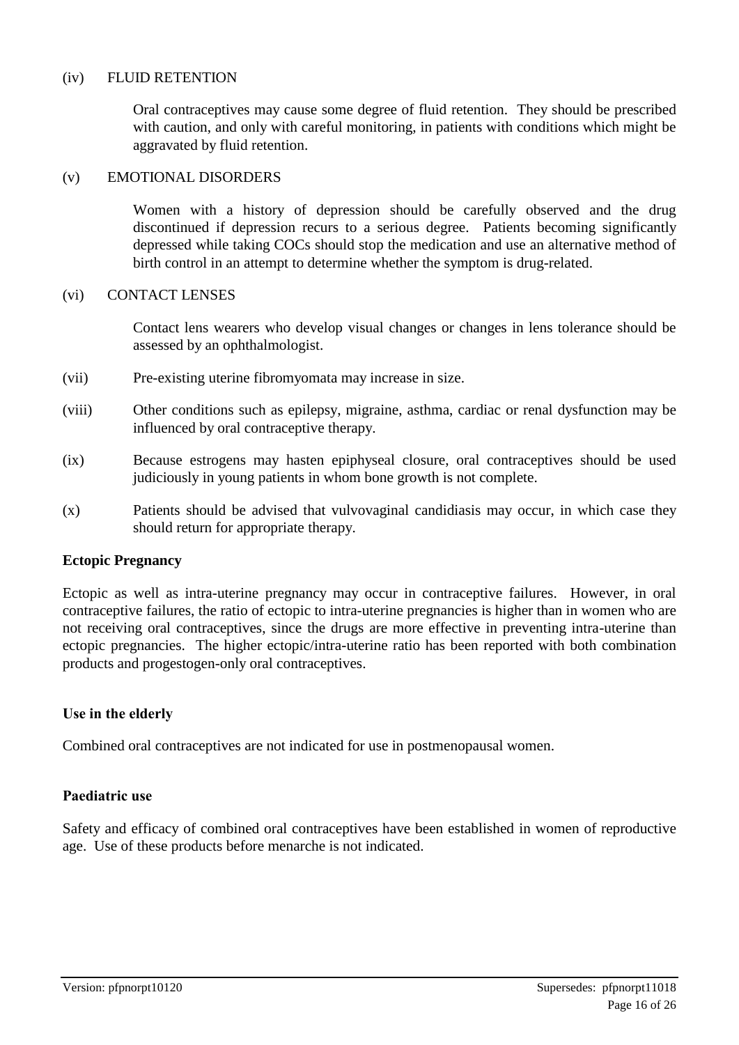(iv) FLUID RETENTION

Oral contraceptives may cause some degree of fluid retention. They should be prescribed with caution, and only with careful monitoring, in patients with conditions which might be aggravated by fluid retention.

(v) EMOTIONAL DISORDERS

Women with a history of depression should be carefully observed and the drug discontinued if depression recurs to a serious degree. Patients becoming significantly depressed while taking COCs should stop the medication and use an alternative method of birth control in an attempt to determine whether the symptom is drug-related.

(vi) CONTACT LENSES

Contact lens wearers who develop visual changes or changes in lens tolerance should be assessed by an ophthalmologist.

(vii) Pre-existing uterine fibromyomata may increase in size.

(viii) Other conditions such as epilepsy, migraine, asthma, cardiac or renal dysfunction may be influenced by oral contraceptive therapy.

(ix) Because estrogens may hasten epiphyseal closure, oral contraceptives should be used judiciously in young patients in whom bone growth is not complete.

(x) Patients should be advised that vulvovaginal candidiasis may occur, in which case they should return for appropriate therapy.

**Ectopic Pregnancy**

Ectopic as well as intra-uterine pregnancy may occur in contraceptive failures. However, in oral contraceptive failures, the ratio of ectopic to intra-uterine pregnancies is higher than in women who are not receiving oral contraceptives, since the drugs are more effective in preventing intra-uterine than ectopic pregnancies. The higher ectopic/intra-uterine ratio has been reported with both combination products and progestogen-only oral contraceptives.

**Use in the elderly**

Combined oral contraceptives are not indicated for use in postmenopausal women.

**Paediatric use**

Safety and efficacy of combined oral contraceptives have been established in women of reproductive age. Use of these products before menarche is not indicated.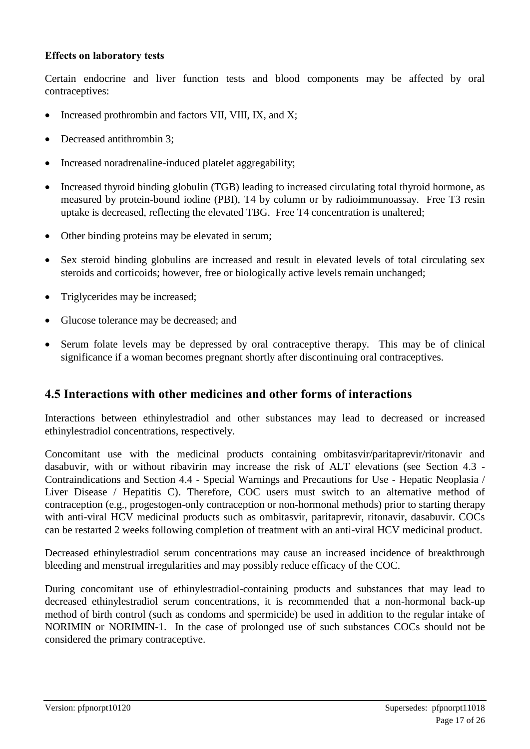**Effects on laboratory tests**

Certain endocrine and liver function tests and blood components may be affected by oral contraceptives:

- Increased prothrombin and factors VII, VIII, IX, and X;
- Decreased antithrombin 3;
- Increased noradrenaline-induced platelet aggregability;
- Increased thyroid binding globulin (TGB) leading to increased circulating total thyroid hormone, as measured by protein-bound iodine (PBI), T4 by column or by radioimmunoassay. Free T3 resin uptake is decreased, reflecting the elevated TBG. Free T4 concentration is unaltered;
- Other binding proteins may be elevated in serum;
- Sex steroid binding globulins are increased and result in elevated levels of total circulating sex steroids and corticoids; however, free or biologically active levels remain unchanged;
- Triglycerides may be increased;
- Glucose tolerance may be decreased; and
- Serum folate levels may be depressed by oral contraceptive therapy. This may be of clinical significance if a woman becomes pregnant shortly after discontinuing oral contraceptives.

## 4.5 Interactions with other medicines and other forms of interactions

Interactions between ethinylestradiol and other substances may lead to decreased or increased ethinylestradiol concentrations, respectively.

Concomitant use with the medicinal products containing ombitasvir/paritaprevir/ritonavir and dasabuvir, with or without ribavirin may increase the risk of ALT elevations (see Section 4.3 - Contraindications and Section 4.4 - Special Warnings and Precautions for Use - Hepatic Neoplasia / Liver Disease / Hepatitis C). Therefore, COC users must switch to an alternative method of contraception (e.g., progestogen-only contraception or non-hormonal methods) prior to starting therapy with anti-viral HCV medicinal products such as ombitasvir, paritaprevir, ritonavir, dasabuvir. COCs can be restarted 2 weeks following completion of treatment with an anti-viral HCV medicinal product.

Decreased ethinylestradiol serum concentrations may cause an increased incidence of breakthrough bleeding and menstrual irregularities and may possibly reduce efficacy of the COC.

During concomitant use of ethinylestradiol-containing products and substances that may lead to decreased ethinylestradiol serum concentrations, it is recommended that a non-hormonal back-up method of birth control (such as condoms and spermicide) be used in addition to the regular intake of NORIMIN or NORIMIN-1. In the case of prolonged use of such substances COCs should not be considered the primary contraceptive.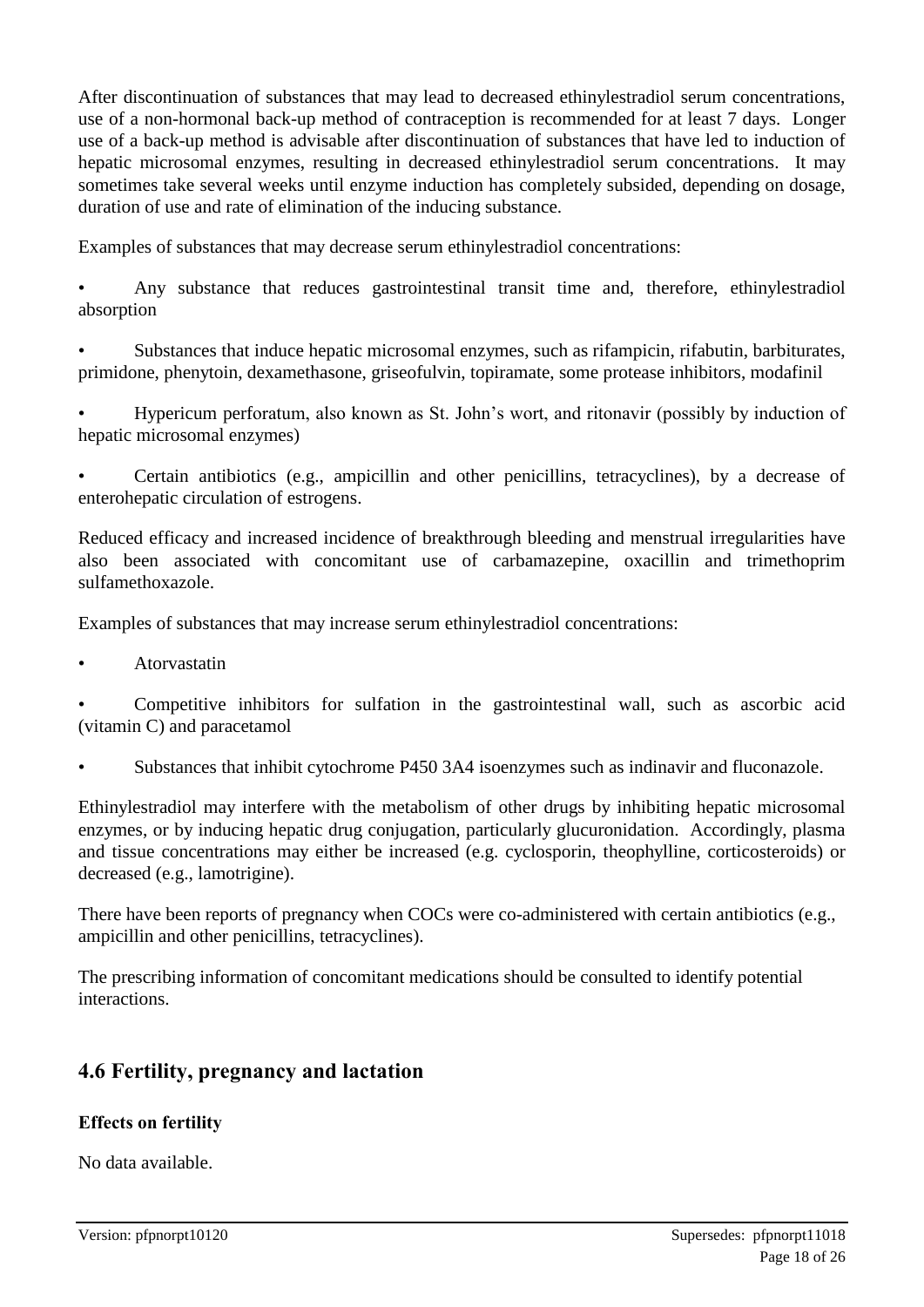After discontinuation of substances that may lead to decreased ethinylestradiol serum concentrations, use of a non-hormonal back-up method of contraception is recommended for at least 7 days. Longer use of a back-up method is advisable after discontinuation of substances that have led to induction of hepatic microsomal enzymes, resulting in decreased ethinylestradiol serum concentrations. It may sometimes take several weeks until enzyme induction has completely subsided, depending on dosage, duration of use and rate of elimination of the inducing substance.

Examples of substances that may decrease serum ethinylestradiol concentrations:

- Any substance that reduces gastrointestinal transit time and, therefore, ethinylestradiol absorption
- Substances that induce hepatic microsomal enzymes, such as rifampicin, rifabutin, barbiturates, primidone, phenytoin, dexamethasone, griseofulvin, topiramate, some protease inhibitors, modafinil
- Hypericum perforatum, also known as St. John's wort, and ritonavir (possibly by induction of hepatic microsomal enzymes)
- Certain antibiotics (e.g., ampicillin and other penicillins, tetracyclines), by a decrease of enterohepatic circulation of estrogens.

Reduced efficacy and increased incidence of breakthrough bleeding and menstrual irregularities have also been associated with concomitant use of carbamazepine, oxacillin and trimethoprim sulfamethoxazole.

Examples of substances that may increase serum ethinylestradiol concentrations:

- Atorvastatin
- Competitive inhibitors for sulfation in the gastrointestinal wall, such as ascorbic acid (vitamin C) and paracetamol
- Substances that inhibit cytochrome P450 3A4 isoenzymes such as indinavir and fluconazole.

Ethinylestradiol may interfere with the metabolism of other drugs by inhibiting hepatic microsomal enzymes, or by inducing hepatic drug conjugation, particularly glucuronidation. Accordingly, plasma and tissue concentrations may either be increased (e.g. cyclosporin, theophylline, corticosteroids) or decreased (e.g., lamotrigine).

There have been reports of pregnancy when COCs were co-administered with certain antibiotics (e.g., ampicillin and other penicillins, tetracyclines).

The prescribing information of concomitant medications should be consulted to identify potential interactions.

## 4.6 Fertility, pregnancy and lactation

**Effects on fertility**

No data available.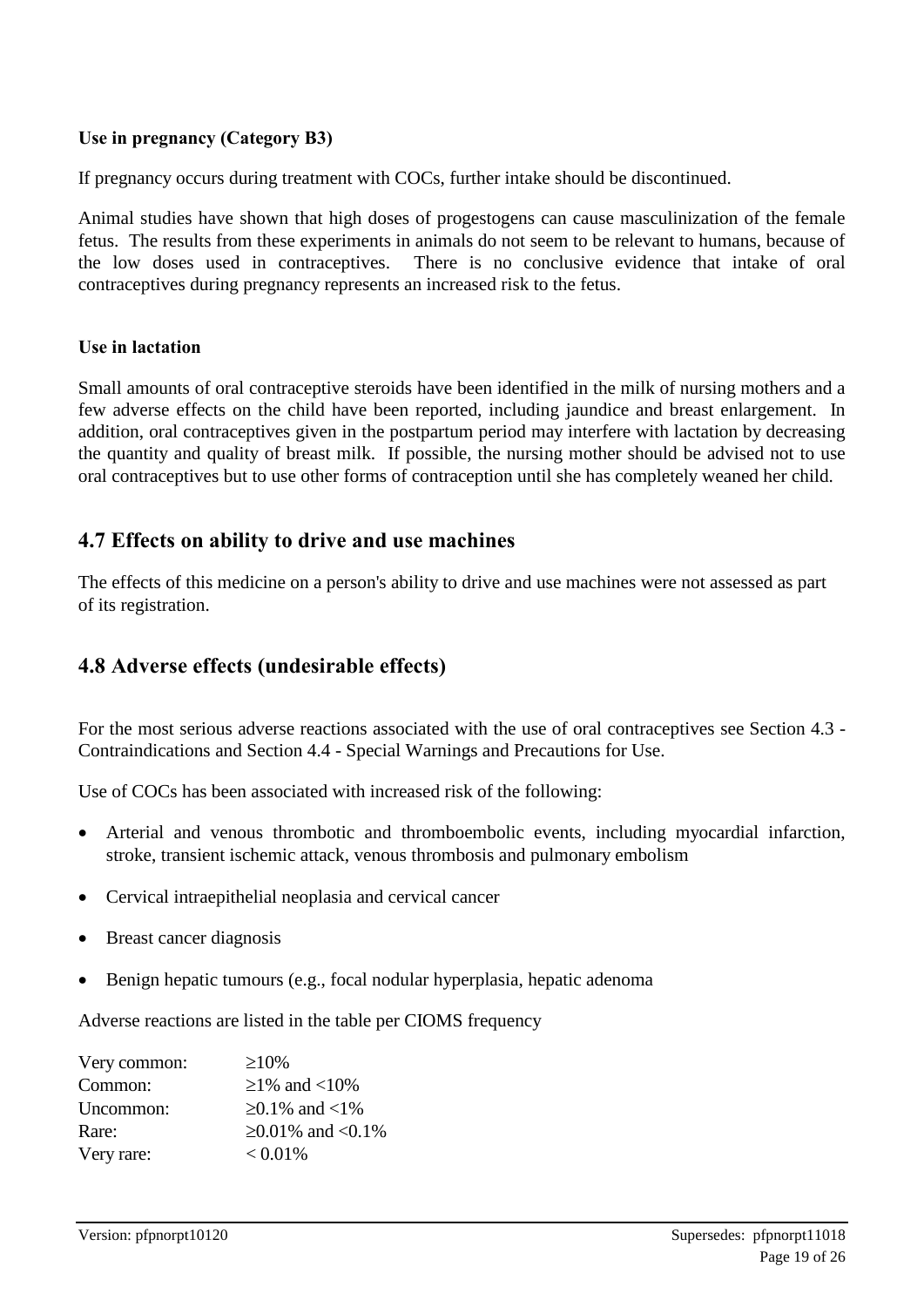**Use in pregnancy (Category B3)**

If pregnancy occurs during treatment with COCs, further intake should be discontinued.

Animal studies have shown that high doses of progestogens can cause masculinization of the female fetus. The results from these experiments in animals do not seem to be relevant to humans, because of the low doses used in contraceptives. There is no conclusive evidence that intake of oral contraceptives during pregnancy represents an increased risk to the fetus.

**Use in lactation**

Small amounts of oral contraceptive steroids have been identified in the milk of nursing mothers and a few adverse effects on the child have been reported, including jaundice and breast enlargement. In addition, oral contraceptives given in the postpartum period may interfere with lactation by decreasing the quantity and quality of breast milk. If possible, the nursing mother should be advised not to use oral contraceptives but to use other forms of contraception until she has completely weaned her child.

## 4.7 Effects on ability to drive and use machines

The effects of this medicine on a person's ability to drive and use machines were not assessed as part of its registration.

## 4.8 Adverse effects (undesirable effects)

For the most serious adverse reactions associated with the use of oral contraceptives see Section 4.3 - Contraindications and Section 4.4 - Special Warnings and Precautions for Use.

Use of COCs has been associated with increased risk of the following:

- Arterial and venous thrombotic and thromboembolic events, including myocardial infarction, stroke, transient ischemic attack, venous thrombosis and pulmonary embolism
- Cervical intraepithelial neoplasia and cervical cancer
- Breast cancer diagnosis
- Benign hepatic tumours (e.g., focal nodular hyperplasia, hepatic adenoma

Adverse reactions are listed in the table per CIOMS frequency

| | |
|---|---|
| Very common: | ≥10% |
| Common: | ≥1% and <10% |
| Uncommon: | ≥0.1% and <1% |
| Rare: | ≥0.01% and <0.1% |
| Very rare: | < 0.01% |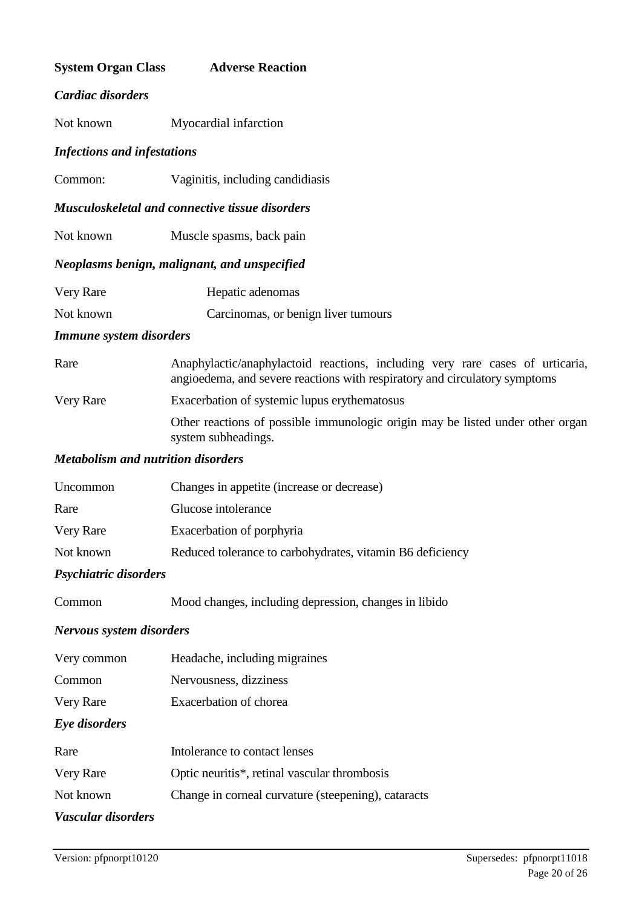| System Organ Class | Adverse Reaction |
|---|---|
| ***Cardiac disorders*** | |
| Not known | Myocardial infarction |
| ***Infections and infestations*** | |
| Common: | Vaginitis, including candidiasis |
| ***Musculoskeletal and connective tissue disorders*** | |
| Not known | Muscle spasms, back pain |
| ***Neoplasms benign, malignant, and unspecified*** | |
| Very Rare | Hepatic adenomas |
| Not known | Carcinomas, or benign liver tumours |
| ***Immune system disorders*** | |
| Rare | Anaphylactic/anaphylactoid reactions, including very rare cases of urticaria, angioedema, and severe reactions with respiratory and circulatory symptoms |
| Very Rare | Exacerbation of systemic lupus erythematosus |
| | Other reactions of possible immunologic origin may be listed under other organ system subheadings. |
| ***Metabolism and nutrition disorders*** | |
| Uncommon | Changes in appetite (increase or decrease) |
| Rare | Glucose intolerance |
| Very Rare | Exacerbation of porphyria |
| Not known | Reduced tolerance to carbohydrates, vitamin B6 deficiency |
| ***Psychiatric disorders*** | |
| Common | Mood changes, including depression, changes in libido |
| ***Nervous system disorders*** | |
| Very common | Headache, including migraines |
| Common | Nervousness, dizziness |
| Very Rare | Exacerbation of chorea |
| ***Eye disorders*** | |
| Rare | Intolerance to contact lenses |
| Very Rare | Optic neuritis*, retinal vascular thrombosis |
| Not known | Change in corneal curvature (steepening), cataracts |
| ***Vascular disorders*** | |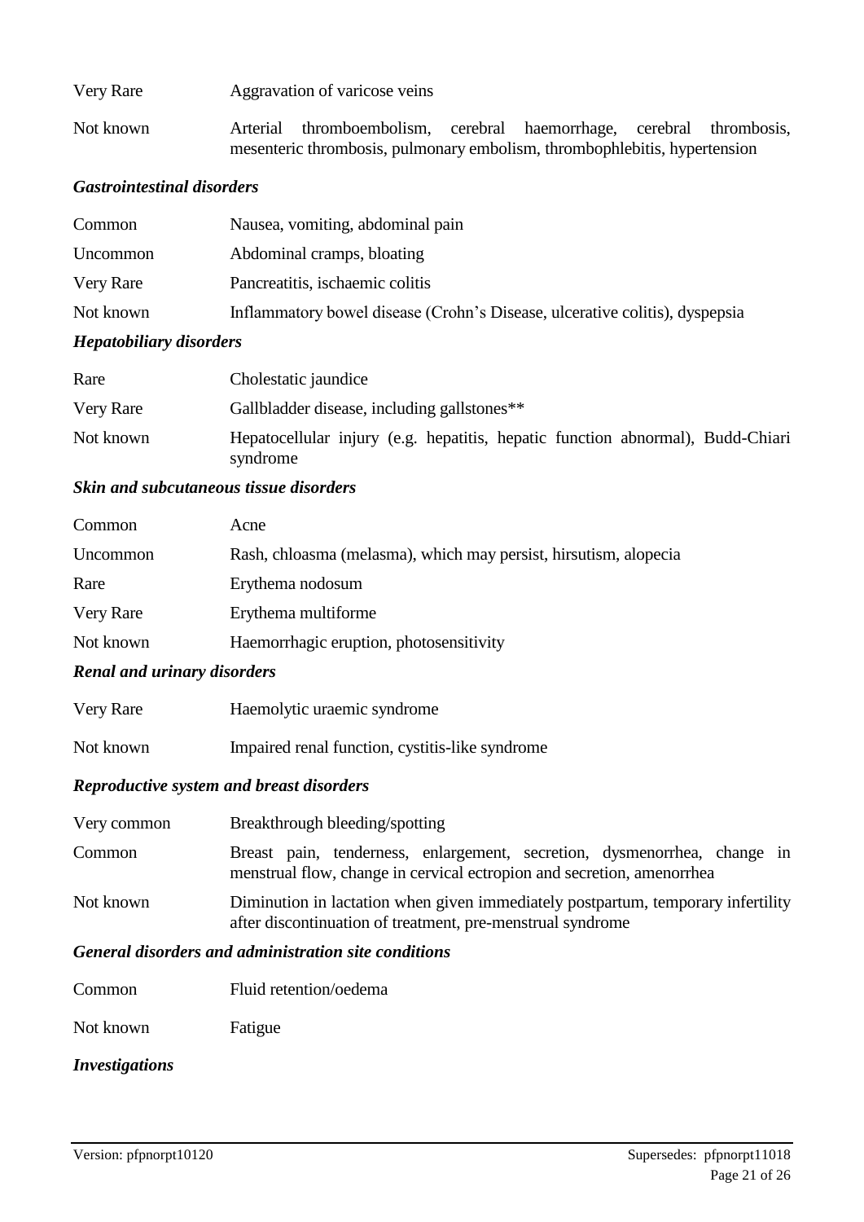| | |
|---|---|
| Very Rare | Aggravation of varicose veins |
| Not known | Arterial thromboembolism, cerebral haemorrhage, cerebral thrombosis, mesenteric thrombosis, pulmonary embolism, thrombophlebitis, hypertension |

***Gastrointestinal disorders***

| | |
|---|---|
| Common | Nausea, vomiting, abdominal pain |
| Uncommon | Abdominal cramps, bloating |
| Very Rare | Pancreatitis, ischaemic colitis |
| Not known | Inflammatory bowel disease (Crohn's Disease, ulcerative colitis), dyspepsia |

***Hepatobiliary disorders***

| | |
|---|---|
| Rare | Cholestatic jaundice |
| Very Rare | Gallbladder disease, including gallstones** |
| Not known | Hepatocellular injury (e.g. hepatitis, hepatic function abnormal), Budd-Chiari syndrome |

***Skin and subcutaneous tissue disorders***

| | |
|---|---|
| Common | Acne |
| Uncommon | Rash, chloasma (melasma), which may persist, hirsutism, alopecia |
| Rare | Erythema nodosum |
| Very Rare | Erythema multiforme |
| Not known | Haemorrhagic eruption, photosensitivity |

***Renal and urinary disorders***

| | |
|---|---|
| Very Rare | Haemolytic uraemic syndrome |
| Not known | Impaired renal function, cystitis-like syndrome |

***Reproductive system and breast disorders***

| | |
|---|---|
| Very common | Breakthrough bleeding/spotting |
| Common | Breast pain, tenderness, enlargement, secretion, dysmenorrhea, change in menstrual flow, change in cervical ectropion and secretion, amenorrhea |
| Not known | Diminution in lactation when given immediately postpartum, temporary infertility after discontinuation of treatment, pre-menstrual syndrome |

***General disorders and administration site conditions***

| | |
|---|---|
| Common | Fluid retention/oedema |
| Not known | Fatigue |

***Investigations***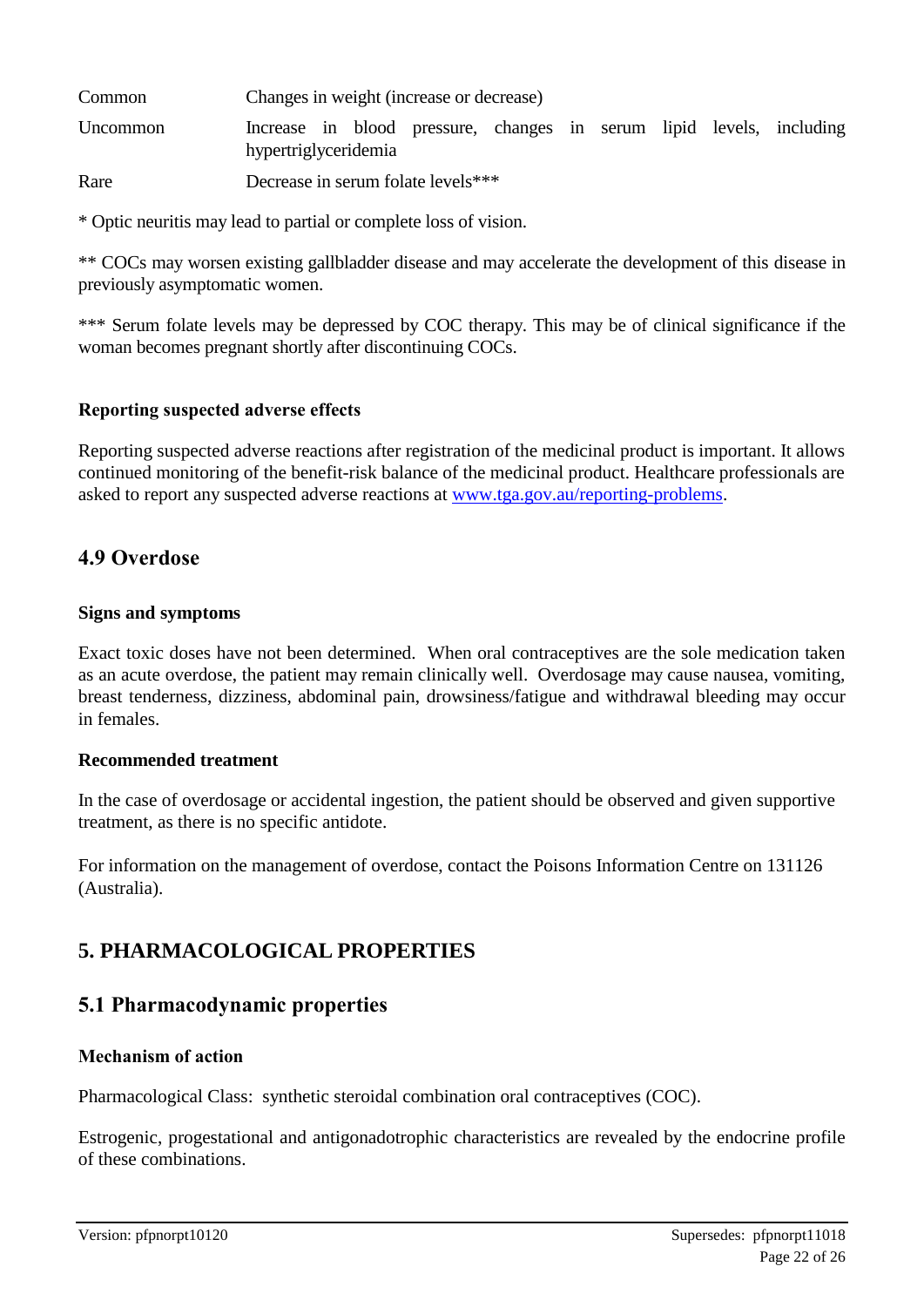| | |
|---|---|
| Common | Changes in weight (increase or decrease) |
| Uncommon | Increase in blood pressure, changes in serum lipid levels, including hypertriglyceridemia |
| Rare | Decrease in serum folate levels*** |

* Optic neuritis may lead to partial or complete loss of vision.

** COCs may worsen existing gallbladder disease and may accelerate the development of this disease in previously asymptomatic women.

*** Serum folate levels may be depressed by COC therapy. This may be of clinical significance if the woman becomes pregnant shortly after discontinuing COCs.

### Reporting suspected adverse effects

Reporting suspected adverse reactions after registration of the medicinal product is important. It allows continued monitoring of the benefit-risk balance of the medicinal product. Healthcare professionals are asked to report any suspected adverse reactions at www.tga.gov.au/reporting-problems.

## 4.9 Overdose

### Signs and symptoms

Exact toxic doses have not been determined. When oral contraceptives are the sole medication taken as an acute overdose, the patient may remain clinically well. Overdosage may cause nausea, vomiting, breast tenderness, dizziness, abdominal pain, drowsiness/fatigue and withdrawal bleeding may occur in females.

### Recommended treatment

In the case of overdosage or accidental ingestion, the patient should be observed and given supportive treatment, as there is no specific antidote.

For information on the management of overdose, contact the Poisons Information Centre on 131126 (Australia).

# 5. PHARMACOLOGICAL PROPERTIES

## 5.1 Pharmacodynamic properties

### Mechanism of action

Pharmacological Class: synthetic steroidal combination oral contraceptives (COC).

Estrogenic, progestational and antigonadotrophic characteristics are revealed by the endocrine profile of these combinations.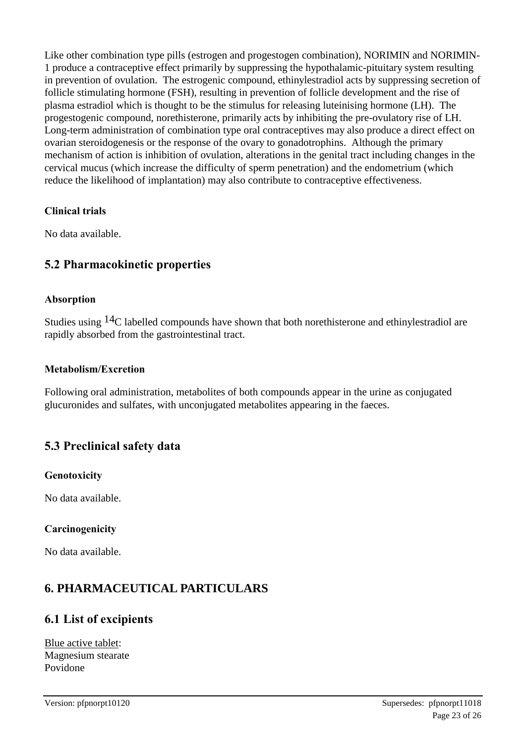Like other combination type pills (estrogen and progestogen combination), NORIMIN and NORIMIN-1 produce a contraceptive effect primarily by suppressing the hypothalamic-pituitary system resulting in prevention of ovulation. The estrogenic compound, ethinylestradiol acts by suppressing secretion of follicle stimulating hormone (FSH), resulting in prevention of follicle development and the rise of plasma estradiol which is thought to be the stimulus for releasing luteinising hormone (LH). The progestogenic compound, norethisterone, primarily acts by inhibiting the pre-ovulatory rise of LH. Long-term administration of combination type oral contraceptives may also produce a direct effect on ovarian steroidogenesis or the response of the ovary to gonadotrophins. Although the primary mechanism of action is inhibition of ovulation, alterations in the genital tract including changes in the cervical mucus (which increase the difficulty of sperm penetration) and the endometrium (which reduce the likelihood of implantation) may also contribute to contraceptive effectiveness.

#### Clinical trials

No data available.

## 5.2 Pharmacokinetic properties

#### Absorption

Studies using $^{14}C$ labelled compounds have shown that both norethisterone and ethinylestradiol are rapidly absorbed from the gastrointestinal tract.

#### Metabolism/Excretion

Following oral administration, metabolites of both compounds appear in the urine as conjugated glucuronides and sulfates, with unconjugated metabolites appearing in the faeces.

## 5.3 Preclinical safety data

#### Genotoxicity

No data available.

#### Carcinogenicity

No data available.

# 6. PHARMACEUTICAL PARTICULARS

## 6.1 List of excipients

Blue active tablet:
Magnesium stearate
Povidone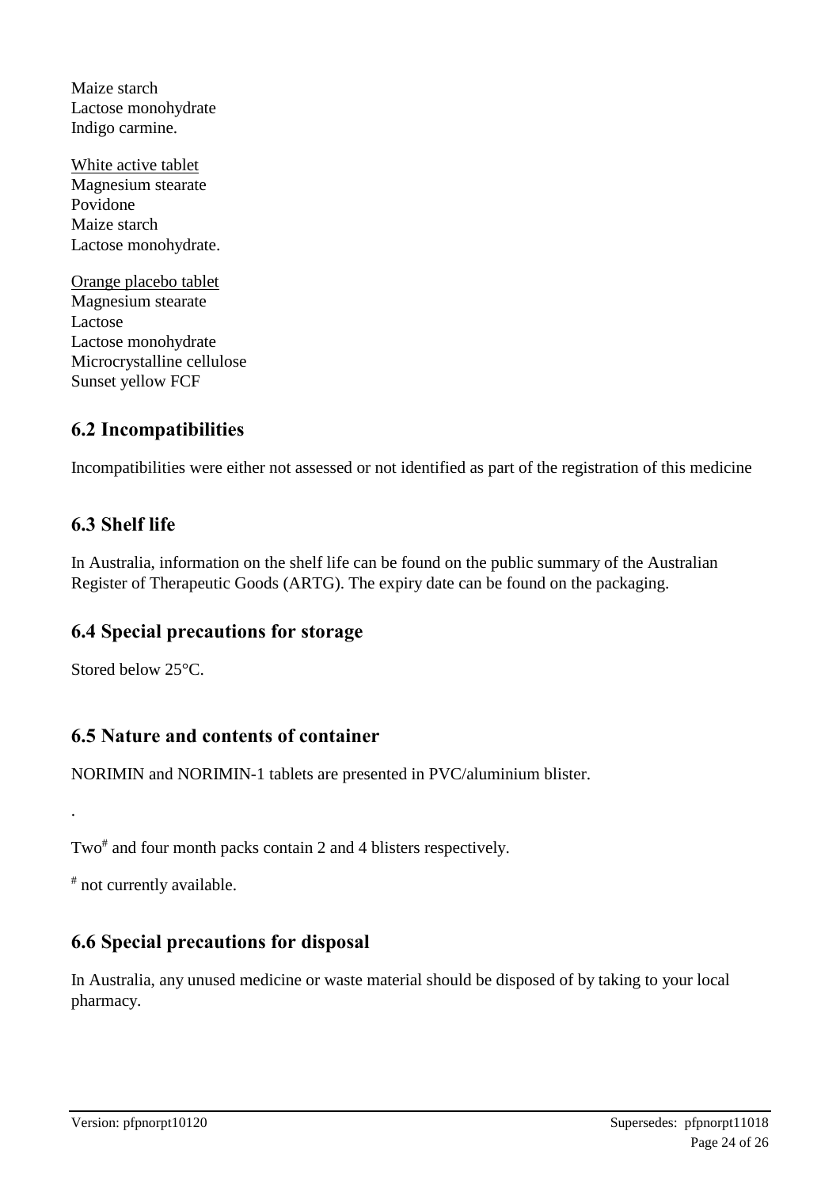Maize starch
Lactose monohydrate
Indigo carmine.

White active tablet
Magnesium stearate
Povidone
Maize starch
Lactose monohydrate.

Orange placebo tablet
Magnesium stearate
Lactose
Lactose monohydrate
Microcrystalline cellulose
Sunset yellow FCF

## 6.2 Incompatibilities

Incompatibilities were either not assessed or not identified as part of the registration of this medicine

## 6.3 Shelf life

In Australia, information on the shelf life can be found on the public summary of the Australian Register of Therapeutic Goods (ARTG). The expiry date can be found on the packaging.

## 6.4 Special precautions for storage

Stored below 25°C.

## 6.5 Nature and contents of container

NORIMIN and NORIMIN-1 tablets are presented in PVC/aluminium blister.

.

Two[#] and four month packs contain 2 and 4 blisters respectively.

[#] not currently available.

## 6.6 Special precautions for disposal

In Australia, any unused medicine or waste material should be disposed of by taking to your local pharmacy.

Version: pfpnorpt10120 Supersedes: pfpnorpt11018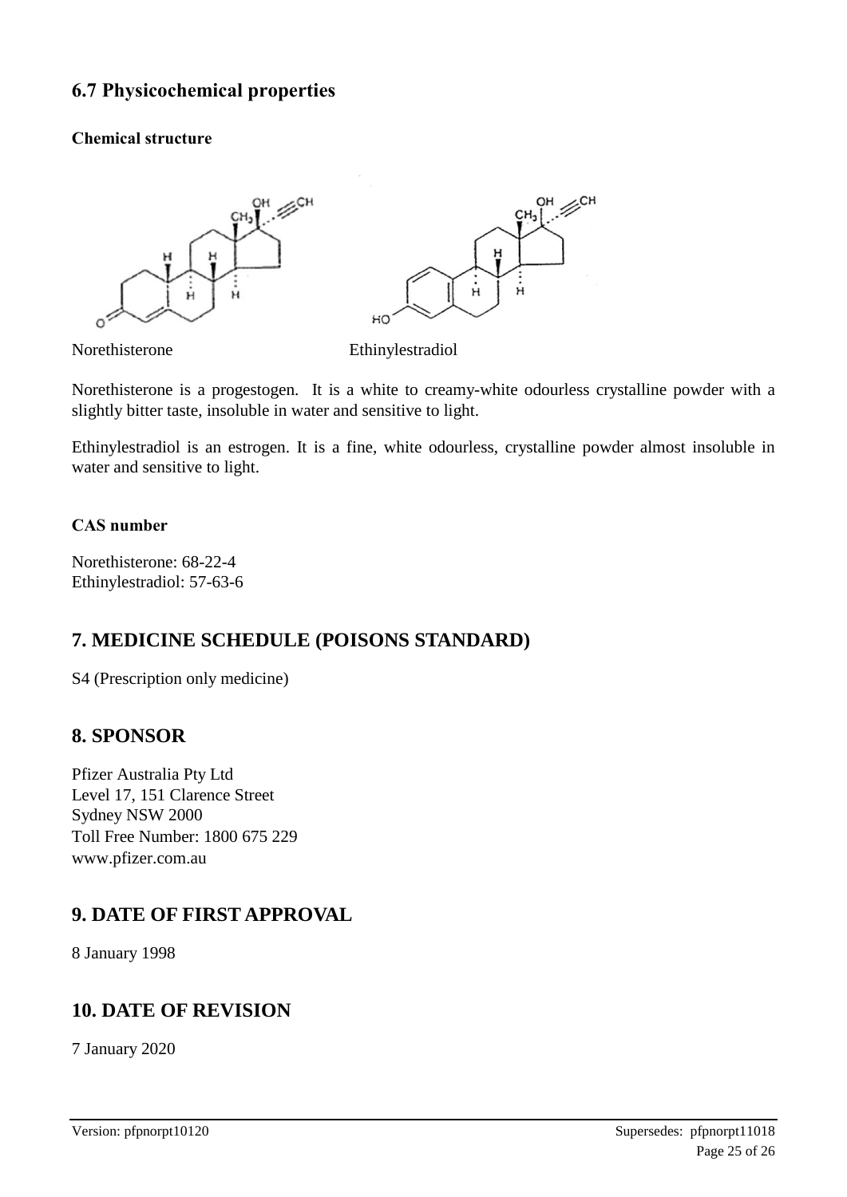## 6.7 Physicochemical properties

### Chemical structure

Norethisterone Ethinylestradiol

Norethisterone is a progestogen. It is a white to creamy-white odourless crystalline powder with a slightly bitter taste, insoluble in water and sensitive to light.

Ethinylestradiol is an estrogen. It is a fine, white odourless, crystalline powder almost insoluble in water and sensitive to light.

### CAS number

Norethisterone: 68-22-4
Ethinylestradiol: 57-63-6

## 7. MEDICINE SCHEDULE (POISONS STANDARD)

S4 (Prescription only medicine)

## 8. SPONSOR

Pfizer Australia Pty Ltd
Level 17, 151 Clarence Street
Sydney NSW 2000
Toll Free Number: 1800 675 229
www.pfizer.com.au

## 9. DATE OF FIRST APPROVAL

8 January 1998

## 10. DATE OF REVISION

7 January 2020

Version: pfpnorpt10120 Supersedes: pfpnorpt11018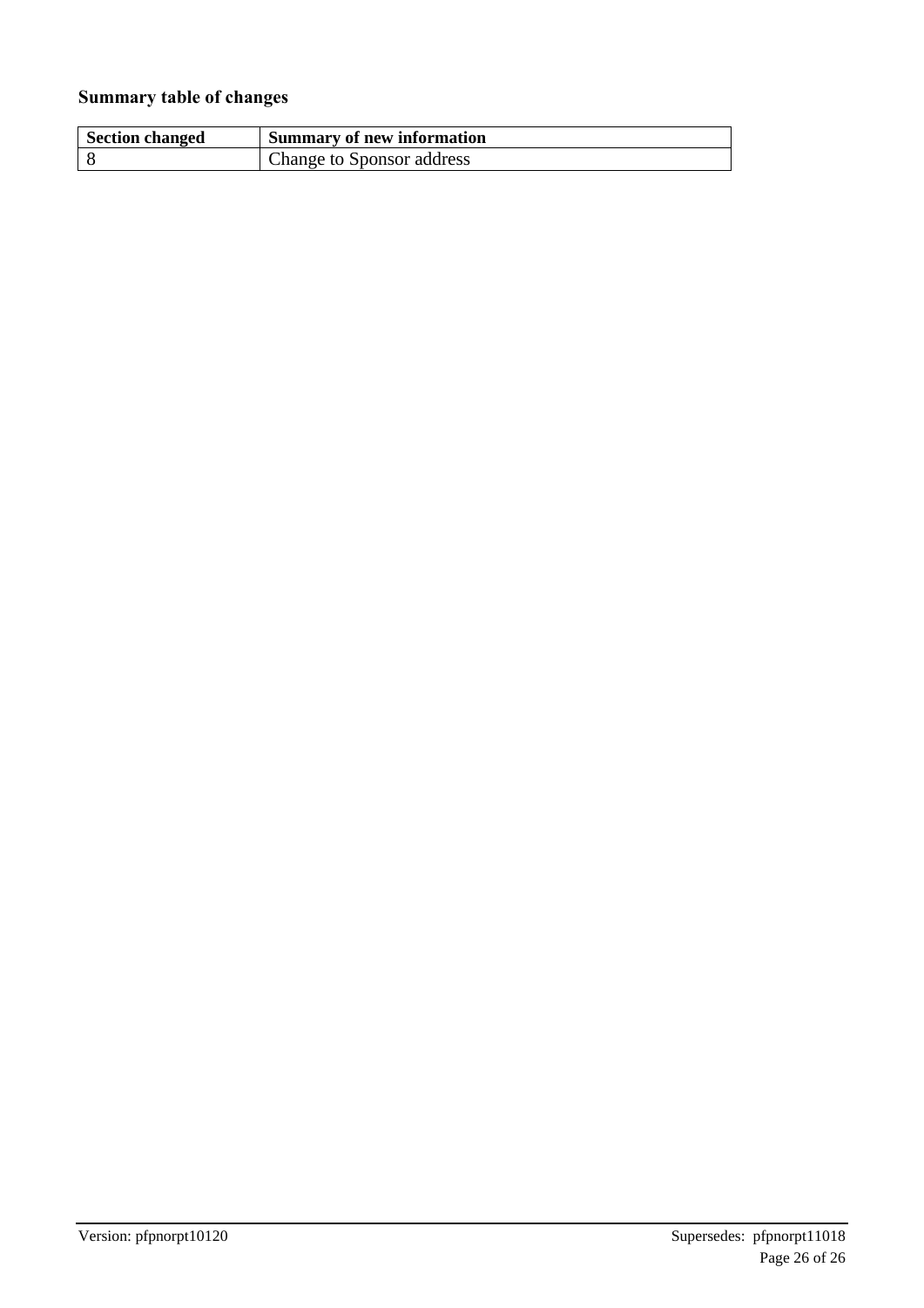## Summary table of changes

| Section changed | Summary of new information |
| --- | --- |
| 8 | Change to Sponsor address |